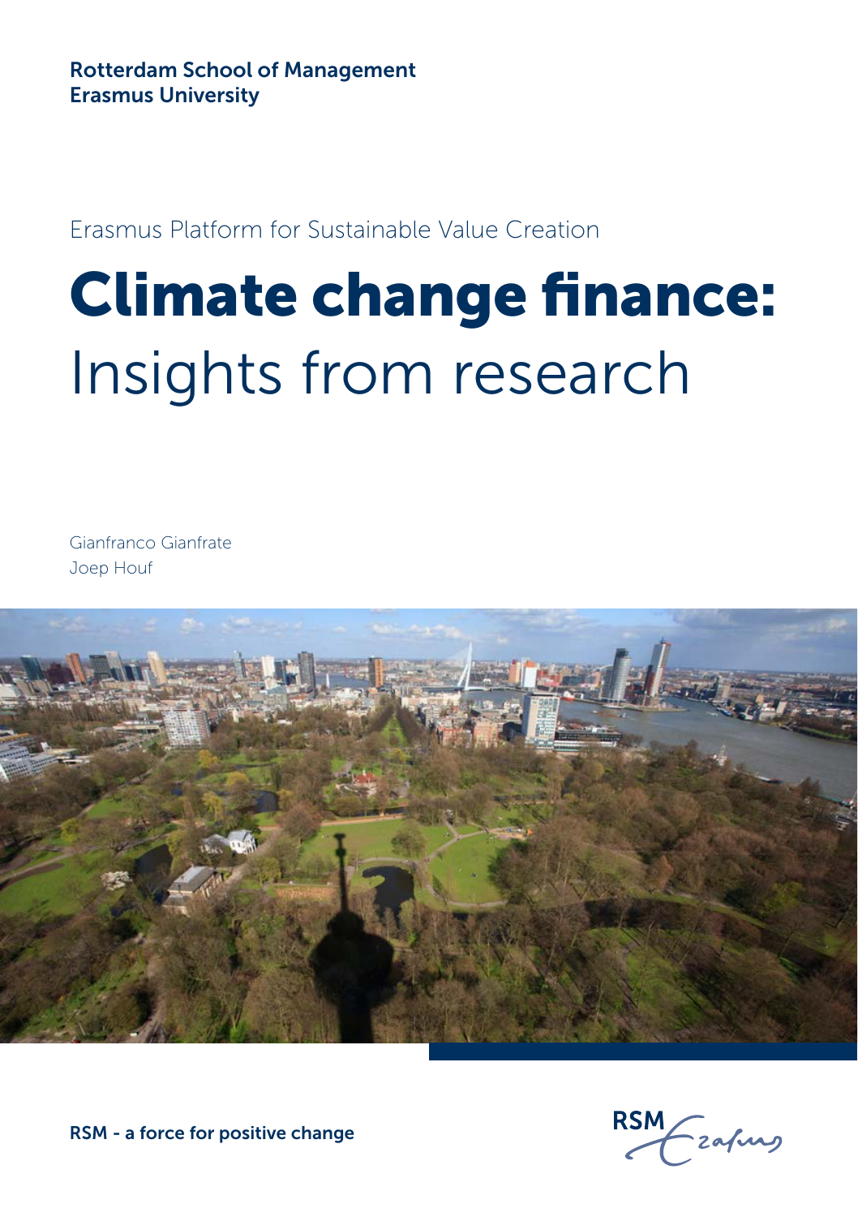Rotterdam School of Management
Erasmus University

Erasmus Platform for Sustainable Value Creation

# **Climate change finance:** Insights from research

Gianfranco Gianfrate
Joep Houf

**RSM - a force for positive change**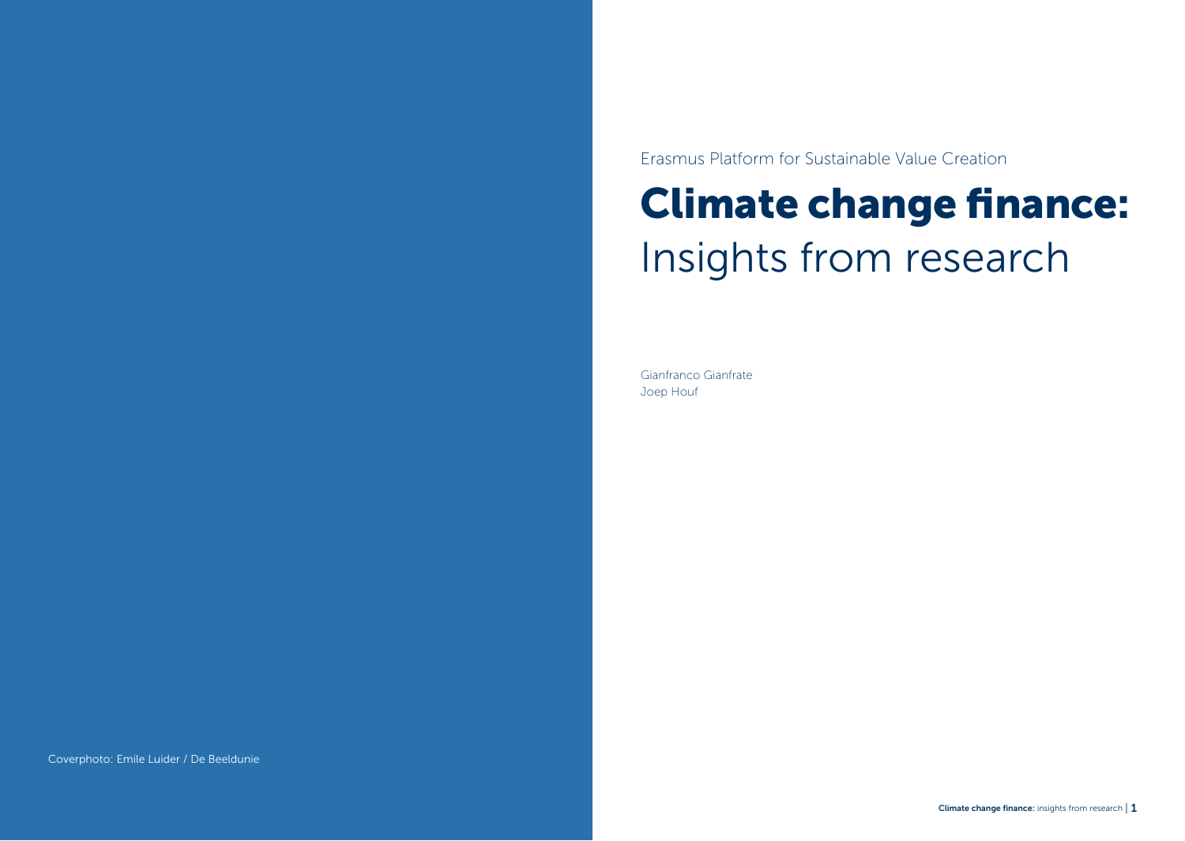Erasmus Platform for Sustainable Value Creation

# Climate change finance: Insights from research

Gianfranco Gianfrate
Joep Houf

Coverphoto: Emile Luider / De Beeldunie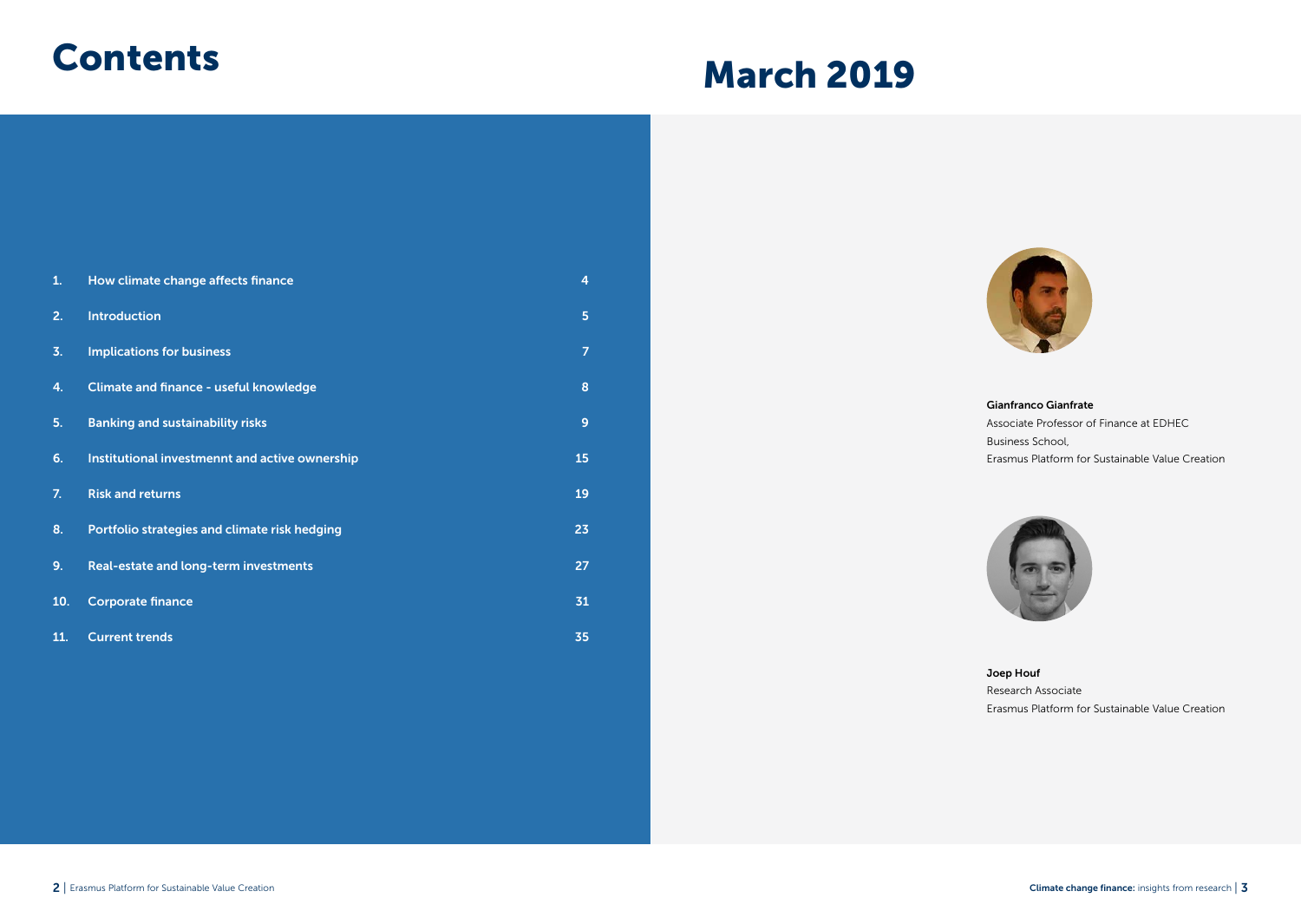# Contents

| | | |
|---|---|---|
| 1. | How climate change affects finance | 4 |
| 2. | Introduction | 5 |
| 3. | Implications for business | 7 |
| 4. | Climate and finance - useful knowledge | 8 |
| 5. | Banking and sustainability risks | 9 |
| 6. | Institutional investmennt and active ownership | 15 |
| 7. | Risk and returns | 19 |
| 8. | Portfolio strategies and climate risk hedging | 23 |
| 9. | Real-estate and long-term investments | 27 |
| 10. | Corporate finance | 31 |
| 11. | Current trends | 35 |

# March 2019

**Gianfranco Gianfrate**
Associate Professor of Finance at EDHEC Business School,
Erasmus Platform for Sustainable Value Creation

**Joep Houf**
Research Associate
Erasmus Platform for Sustainable Value Creation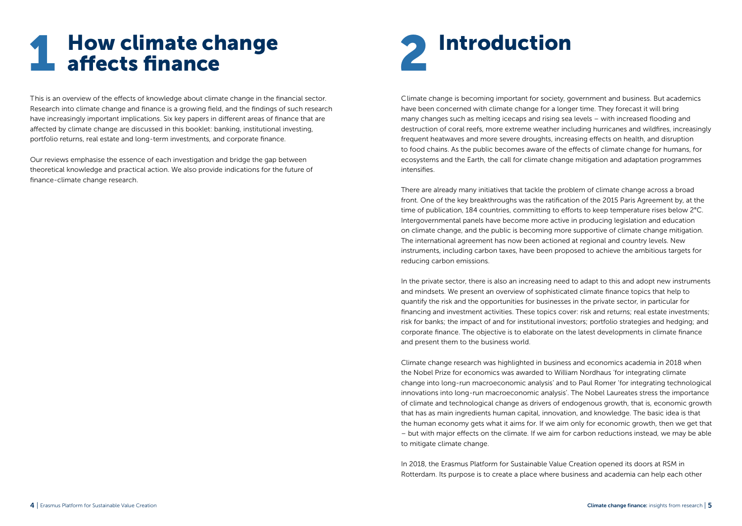# 1 How climate change affects finance

This is an overview of the effects of knowledge about climate change in the financial sector. Research into climate change and finance is a growing field, and the findings of such research have increasingly important implications. Six key papers in different areas of finance that are affected by climate change are discussed in this booklet: banking, institutional investing, portfolio returns, real estate and long-term investments, and corporate finance.

Our reviews emphasise the essence of each investigation and bridge the gap between theoretical knowledge and practical action. We also provide indications for the future of finance-climate change research.

# 2 Introduction

Climate change is becoming important for society, government and business. But academics have been concerned with climate change for a longer time. They forecast it will bring many changes such as melting icecaps and rising sea levels – with increased flooding and destruction of coral reefs, more extreme weather including hurricanes and wildfires, increasingly frequent heatwaves and more severe droughts, increasing effects on health, and disruption to food chains. As the public becomes aware of the effects of climate change for humans, for ecosystems and the Earth, the call for climate change mitigation and adaptation programmes intensifies.

There are already many initiatives that tackle the problem of climate change across a broad front. One of the key breakthroughs was the ratification of the 2015 Paris Agreement by, at the time of publication, 184 countries, committing to efforts to keep temperature rises below 2°C. Intergovernmental panels have become more active in producing legislation and education on climate change, and the public is becoming more supportive of climate change mitigation. The international agreement has now been actioned at regional and country levels. New instruments, including carbon taxes, have been proposed to achieve the ambitious targets for reducing carbon emissions.

In the private sector, there is also an increasing need to adapt to this and adopt new instruments and mindsets. We present an overview of sophisticated climate finance topics that help to quantify the risk and the opportunities for businesses in the private sector, in particular for financing and investment activities. These topics cover: risk and returns; real estate investments; risk for banks; the impact of and for institutional investors; portfolio strategies and hedging; and corporate finance. The objective is to elaborate on the latest developments in climate finance and present them to the business world.

Climate change research was highlighted in business and economics academia in 2018 when the Nobel Prize for economics was awarded to William Nordhaus 'for integrating climate change into long-run macroeconomic analysis' and to Paul Romer 'for integrating technological innovations into long-run macroeconomic analysis'. The Nobel Laureates stress the importance of climate and technological change as drivers of endogenous growth, that is, economic growth that has as main ingredients human capital, innovation, and knowledge. The basic idea is that the human economy gets what it aims for. If we aim only for economic growth, then we get that – but with major effects on the climate. If we aim for carbon reductions instead, we may be able to mitigate climate change.

In 2018, the Erasmus Platform for Sustainable Value Creation opened its doors at RSM in Rotterdam. Its purpose is to create a place where business and academia can help each other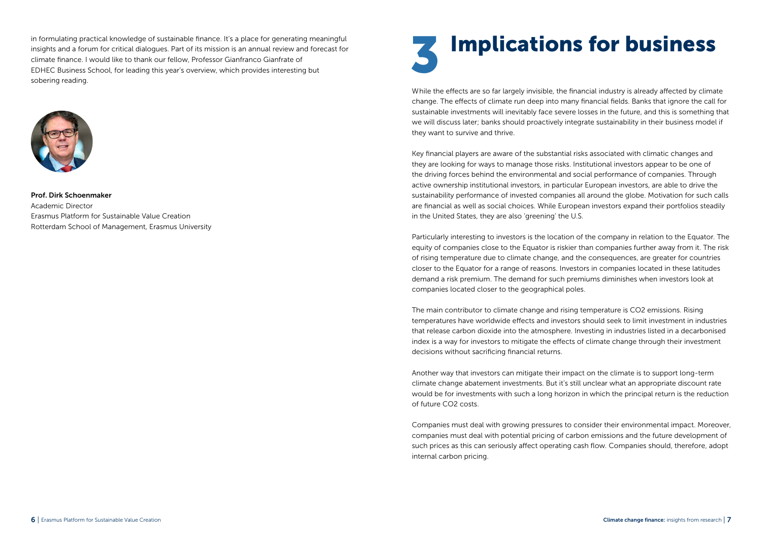in formulating practical knowledge of sustainable finance. It's a place for generating meaningful insights and a forum for critical dialogues. Part of its mission is an annual review and forecast for climate finance. I would like to thank our fellow, Professor Gianfranco Gianfrate of EDHEC Business School, for leading this year's overview, which provides interesting but sobering reading.

**Prof. Dirk Schoenmaker**
Academic Director
Erasmus Platform for Sustainable Value Creation
Rotterdam School of Management, Erasmus University

# 3 Implications for business

While the effects are so far largely invisible, the financial industry is already affected by climate change. The effects of climate run deep into many financial fields. Banks that ignore the call for sustainable investments will inevitably face severe losses in the future, and this is something that we will discuss later; banks should proactively integrate sustainability in their business model if they want to survive and thrive.

Key financial players are aware of the substantial risks associated with climatic changes and they are looking for ways to manage those risks. Institutional investors appear to be one of the driving forces behind the environmental and social performance of companies. Through active ownership institutional investors, in particular European investors, are able to drive the sustainability performance of invested companies all around the globe. Motivation for such calls are financial as well as social choices. While European investors expand their portfolios steadily in the United States, they are also 'greening' the U.S.

Particularly interesting to investors is the location of the company in relation to the Equator. The equity of companies close to the Equator is riskier than companies further away from it. The risk of rising temperature due to climate change, and the consequences, are greater for countries closer to the Equator for a range of reasons. Investors in companies located in these latitudes demand a risk premium. The demand for such premiums diminishes when investors look at companies located closer to the geographical poles.

The main contributor to climate change and rising temperature is $CO_2$ emissions. Rising temperatures have worldwide effects and investors should seek to limit investment in industries that release carbon dioxide into the atmosphere. Investing in industries listed in a decarbonised index is a way for investors to mitigate the effects of climate change through their investment decisions without sacrificing financial returns.

Another way that investors can mitigate their impact on the climate is to support long-term climate change abatement investments. But it's still unclear what an appropriate discount rate would be for investments with such a long horizon in which the principal return is the reduction of future $CO_2$ costs.

Companies must deal with growing pressures to consider their environmental impact. Moreover, companies must deal with potential pricing of carbon emissions and the future development of such prices as this can seriously affect operating cash flow. Companies should, therefore, adopt internal carbon pricing.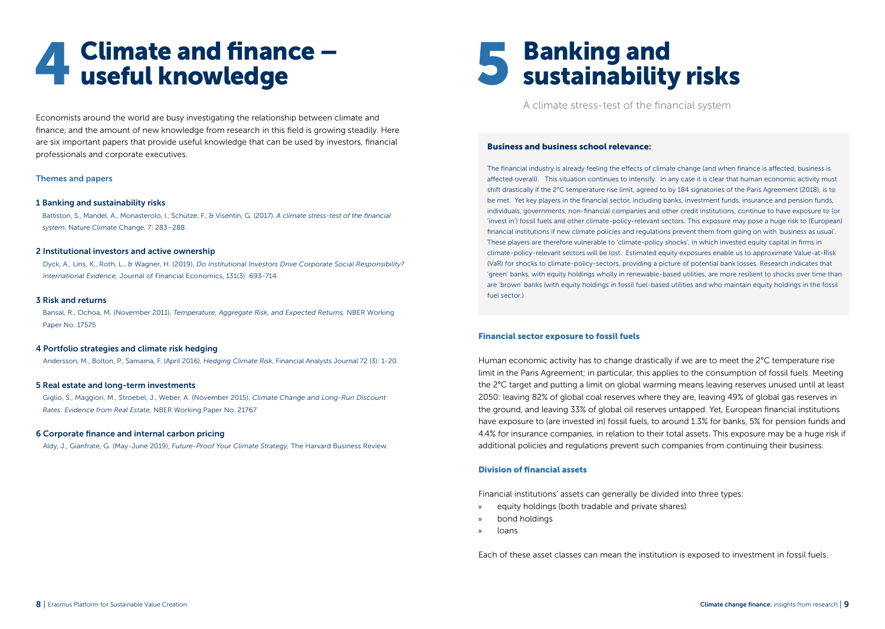# 4 Climate and finance – useful knowledge

Economists around the world are busy investigating the relationship between climate and finance, and the amount of new knowledge from research in this field is growing steadily. Here are six important papers that provide useful knowledge that can be used by investors, financial professionals and corporate executives.

### Themes and papers

**1 Banking and sustainability risks**

Battiston, S., Mandel, A., Monasterolo, I., Schütze, F., & Visentin, G. (2017). *A climate stress-test of the financial system*, Nature Climate Change, 7: 283–288.

**2 Institutional investors and active ownership**

Dyck, A., Lins, K., Roth, L., & Wagner, H. (2019), *Do Institutional Investors Drive Corporate Social Responsibility? International Evidence,* Journal of Financial Economics, 131(3): 693-714.

**3 Risk and returns**

Bansal, R., Ochoa, M. (November 2011), *Temperature, Aggregate Risk, and Expected Returns,* NBER Working Paper No. 17575

**4 Portfolio strategies and climate risk hedging**

Andersson, M., Bolton, P., Samama, F. (April 2016), *Hedging Climate Risk*, Financial Analysts Journal 72 (3): 1-20.

**5 Real estate and long-term investments**

Giglio, S., Maggiori, M., Stroebel, J., Weber, A. (November 2015), *Climate Change and Long-Run Discount Rates: Evidence from Real Estate,* NBER Working Paper No. 21767

**6 Corporate finance and internal carbon pricing**

Aldy, J., Gianfrate, G. (May-June 2019), *Future-Proof Your Climate Strategy,* The Harvard Business Review.

# 5 Banking and sustainability risks

A climate stress-test of the financial system

### Business and business school relevance:

The financial industry is already feeling the effects of climate change (and when finance is affected, business is affected overall). This situation continues to intensify. In any case it is clear that human economic activity must shift drastically if the 2°C temperature rise limit, agreed to by 184 signatories of the Paris Agreement (2018), is to be met. Yet key players in the financial sector, including banks, investment funds, insurance and pension funds, individuals, governments, non-financial companies and other credit institutions, continue to have exposure to (or 'invest in') fossil fuels and other climate-policy-relevant sectors. This exposure may pose a huge risk to (European) financial institutions if new climate policies and regulations prevent them from going on with 'business as usual'. These players are therefore vulnerable to 'climate-policy shocks', in which invested equity capital in firms in climate-policy-relevant sectors will be lost. Estimated equity exposures enable us to approximate Value-at-Risk (VaR) for shocks to climate-policy-sectors, providing a picture of potential bank losses. Research indicates that 'green' banks, with equity holdings wholly in renewable-based utilities, are more resilient to shocks over time than are 'brown' banks (with equity holdings in fossil fuel-based utilities and who maintain equity holdings in the fossil fuel sector.)

### Financial sector exposure to fossil fuels

Human economic activity has to change drastically if we are to meet the 2°C temperature rise limit in the Paris Agreement; in particular, this applies to the consumption of fossil fuels. Meeting the 2°C target and putting a limit on global warming means leaving reserves unused until at least 2050: leaving 82% of global coal reserves where they are, leaving 49% of global gas reserves in the ground, and leaving 33% of global oil reserves untapped. Yet, European financial institutions have exposure to (are invested in) fossil fuels, to around 1.3% for banks, 5% for pension funds and 4.4% for insurance companies, in relation to their total assets. This exposure may be a huge risk if additional policies and regulations prevent such companies from continuing their business.

### Division of financial assets

Financial institutions' assets can generally be divided into three types:

- equity holdings (both tradable and private shares)
- bond holdings
- loans

Each of these asset classes can mean the institution is exposed to investment in fossil fuels.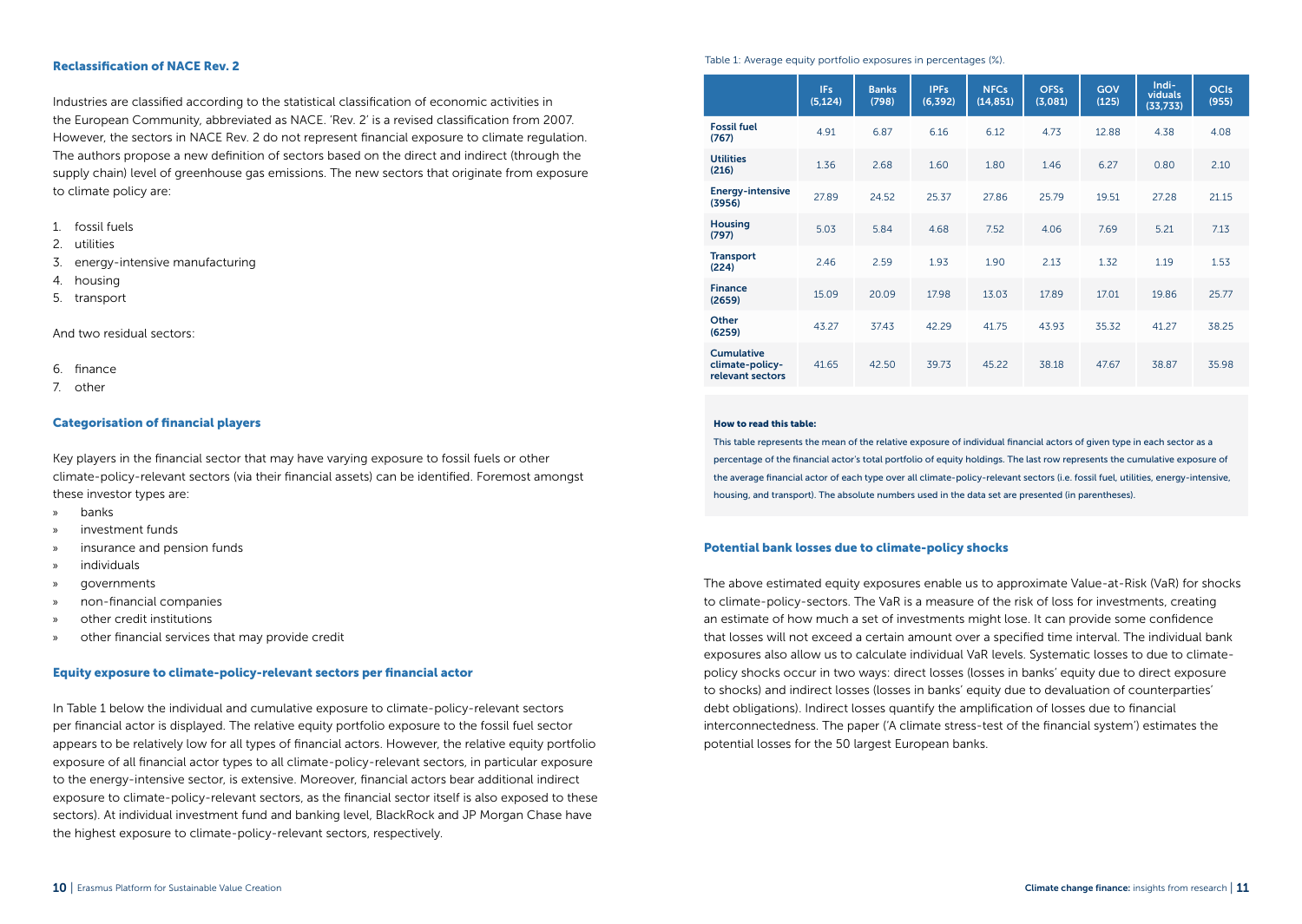### Reclassification of NACE Rev. 2

Industries are classified according to the statistical classification of economic activities in the European Community, abbreviated as NACE. 'Rev. 2' is a revised classification from 2007. However, the sectors in NACE Rev. 2 do not represent financial exposure to climate regulation. The authors propose a new definition of sectors based on the direct and indirect (through the supply chain) level of greenhouse gas emissions. The new sectors that originate from exposure to climate policy are:

1. fossil fuels
2. utilities
3. energy-intensive manufacturing
4. housing
5. transport

And two residual sectors:

6. finance
7. other

### Categorisation of financial players

Key players in the financial sector that may have varying exposure to fossil fuels or other climate-policy-relevant sectors (via their financial assets) can be identified. Foremost amongst these investor types are:

- banks
- investment funds
- insurance and pension funds
- individuals
- governments
- non-financial companies
- other credit institutions
- other financial services that may provide credit

### Equity exposure to climate-policy-relevant sectors per financial actor

In Table 1 below the individual and cumulative exposure to climate-policy-relevant sectors per financial actor is displayed. The relative equity portfolio exposure to the fossil fuel sector appears to be relatively low for all types of financial actors. However, the relative equity portfolio exposure of all financial actor types to all climate-policy-relevant sectors, in particular exposure to the energy-intensive sector, is extensive. Moreover, financial actors bear additional indirect exposure to climate-policy-relevant sectors, as the financial sector itself is also exposed to these sectors). At individual investment fund and banking level, BlackRock and JP Morgan Chase have the highest exposure to climate-policy-relevant sectors, respectively.

Table 1: Average equity portfolio exposures in percentages (%).

| | IFs (5,124) | Banks (798) | IPFs (6,392) | NFCs (14,851) | OFSs (3,081) | GOV (125) | Individuals (33,733) | OCIs (955) |
|---|---|---|---|---|---|---|---|---|
| **Fossil fuel (767)** | 4.91 | 6.87 | 6.16 | 6.12 | 4.73 | 12.88 | 4.38 | 4.08 |
| **Utilities (216)** | 1.36 | 2.68 | 1.60 | 1.80 | 1.46 | 6.27 | 0.80 | 2.10 |
| **Energy-intensive (3956)** | 27.89 | 24.52 | 25.37 | 27.86 | 25.79 | 19.51 | 27.28 | 21.15 |
| **Housing (797)** | 5.03 | 5.84 | 4.68 | 7.52 | 4.06 | 7.69 | 5.21 | 7.13 |
| **Transport (224)** | 2.46 | 2.59 | 1.93 | 1.90 | 2.13 | 1.32 | 1.19 | 1.53 |
| **Finance (2659)** | 15.09 | 20.09 | 17.98 | 13.03 | 17.89 | 17.01 | 19.86 | 25.77 |
| **Other (6259)** | 43.27 | 37.43 | 42.29 | 41.75 | 43.93 | 35.32 | 41.27 | 38.25 |
| **Cumulative climate-policy-relevant sectors** | 41.65 | 42.50 | 39.73 | 45.22 | 38.18 | 47.67 | 38.87 | 35.98 |

**How to read this table:**

This table represents the mean of the relative exposure of individual financial actors of given type in each sector as a percentage of the financial actor's total portfolio of equity holdings. The last row represents the cumulative exposure of the average financial actor of each type over all climate-policy-relevant sectors (i.e. fossil fuel, utilities, energy-intensive, housing, and transport). The absolute numbers used in the data set are presented (in parentheses).

### Potential bank losses due to climate-policy shocks

The above estimated equity exposures enable us to approximate Value-at-Risk (VaR) for shocks to climate-policy-sectors. The VaR is a measure of the risk of loss for investments, creating an estimate of how much a set of investments might lose. It can provide some confidence that losses will not exceed a certain amount over a specified time interval. The individual bank exposures also allow us to calculate individual VaR levels. Systematic losses to due to climate-policy shocks occur in two ways: direct losses (losses in banks' equity due to direct exposure to shocks) and indirect losses (losses in banks' equity due to devaluation of counterparties' debt obligations). Indirect losses quantify the amplification of losses due to financial interconnectedness. The paper ('A climate stress-test of the financial system') estimates the potential losses for the 50 largest European banks.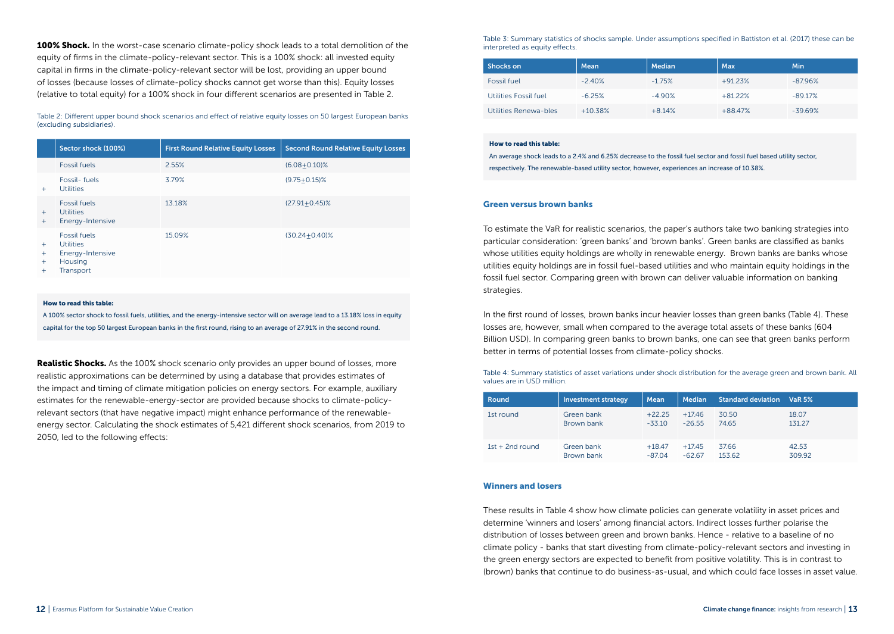**100% Shock.** In the worst-case scenario climate-policy shock leads to a total demolition of the equity of firms in the climate-policy-relevant sector. This is a 100% shock: all invested equity capital in firms in the climate-policy-relevant sector will be lost, providing an upper bound of losses (because losses of climate-policy shocks cannot get worse than this). Equity losses (relative to total equity) for a 100% shock in four different scenarios are presented in Table 2.

Table 2: Different upper bound shock scenarios and effect of relative equity losses on 50 largest European banks (excluding subsidiaries).

| | Sector shock (100%) | First Round Relative Equity Losses | Second Round Relative Equity Losses |
|---|---|---|---|
| | Fossil fuels | 2.55% | (6.08±0.10)% |
| + | Fossil- fuels<br>Utilities | 3.79% | (9.75±0.15)% |
| +<br>+ | Fossil fuels<br>Utilities<br>Energy-Intensive | 13.18% | (27.91±0.45)% |
| +<br>+<br>+<br>+ | Fossil fuels<br>Utilities<br>Energy-Intensive<br>Housing<br>Transport | 15.09% | (30.24±0.40)% |

**How to read this table:**

A 100% sector shock to fossil fuels, utilities, and the energy-intensive sector will on average lead to a 13.18% loss in equity capital for the top 50 largest European banks in the first round, rising to an average of 27.91% in the second round.

**Realistic Shocks.** As the 100% shock scenario only provides an upper bound of losses, more realistic approximations can be determined by using a database that provides estimates of the impact and timing of climate mitigation policies on energy sectors. For example, auxiliary estimates for the renewable-energy-sector are provided because shocks to climate-policy-relevant sectors (that have negative impact) might enhance performance of the renewable-energy sector. Calculating the shock estimates of 5,421 different shock scenarios, from 2019 to 2050, led to the following effects:

Table 3: Summary statistics of shocks sample. Under assumptions specified in Battiston et al. (2017) these can be interpreted as equity effects.

| Shocks on | Mean | Median | Max | Min |
|---|---|---|---|---|
| Fossil fuel | -2.40% | -1.75% | +91.23% | -87.96% |
| Utilities Fossil fuel | -6.25% | -4.90% | +81.22% | -89.17% |
| Utilities Renewa-bles | +10.38% | +8.14% | +88.47% | -39.69% |

**How to read this table:**

An average shock leads to a 2.4% and 6.25% decrease to the fossil fuel sector and fossil fuel based utility sector, respectively. The renewable-based utility sector, however, experiences an increase of 10.38%.

### Green versus brown banks

To estimate the VaR for realistic scenarios, the paper's authors take two banking strategies into particular consideration: 'green banks' and 'brown banks'. Green banks are classified as banks whose utilities equity holdings are wholly in renewable energy. Brown banks are banks whose utilities equity holdings are in fossil fuel-based utilities and who maintain equity holdings in the fossil fuel sector. Comparing green with brown can deliver valuable information on banking strategies.

In the first round of losses, brown banks incur heavier losses than green banks (Table 4). These losses are, however, small when compared to the average total assets of these banks (604 Billion USD). In comparing green banks to brown banks, one can see that green banks perform better in terms of potential losses from climate-policy shocks.

Table 4: Summary statistics of asset variations under shock distribution for the average green and brown bank. All values are in USD million.

| Round | Investment strategy | Mean | Median | Standard deviation | VaR 5% |
|---|---|---|---|---|---|
| 1st round | Green bank<br>Brown bank | +22.25<br>-33.10 | +17.46<br>-26.55 | 30.50<br>74.65 | 18.07<br>131.27 |
| 1st + 2nd round | Green bank<br>Brown bank | +18.47<br>-87.04 | +17.45<br>-62.67 | 37.66<br>153.62 | 42.53<br>309.92 |

### Winners and losers

These results in Table 4 show how climate policies can generate volatility in asset prices and determine 'winners and losers' among financial actors. Indirect losses further polarise the distribution of losses between green and brown banks. Hence - relative to a baseline of no climate policy - banks that start divesting from climate-policy-relevant sectors and investing in the green energy sectors are expected to benefit from positive volatility. This is in contrast to (brown) banks that continue to do business-as-usual, and which could face losses in asset value.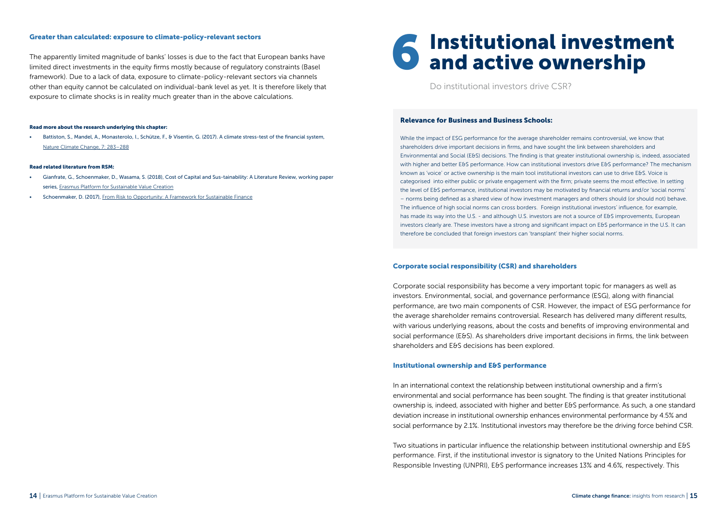### Greater than calculated: exposure to climate-policy-relevant sectors

The apparently limited magnitude of banks' losses is due to the fact that European banks have limited direct investments in the equity firms mostly because of regulatory constraints (Basel framework). Due to a lack of data, exposure to climate-policy-relevant sectors via channels other than equity cannot be calculated on individual-bank level as yet. It is therefore likely that exposure to climate shocks is in reality much greater than in the above calculations.

**Read more about the research underlying this chapter:**

- Battiston, S., Mandel, A., Monasterolo, I., Schütze, F., & Visentin, G. (2017). A climate stress-test of the financial system, Nature Climate Change, 7: 283–288

**Read related literature from RSM:**

- Gianfrate, G., Schoenmaker, D., Wasama, S. (2018), Cost of Capital and Sus-tainability: A Literature Review, working paper series, Erasmus Platform for Sustainable Value Creation
- Schoenmaker, D. (2017), From Risk to Opportunity: A Framework for Sustainable Finance

# 6 Institutional investment and active ownership

Do institutional investors drive CSR?

### Relevance for Business and Business Schools:

While the impact of ESG performance for the average shareholder remains controversial, we know that shareholders drive important decisions in firms, and have sought the link between shareholders and Environmental and Social (E&S) decisions. The finding is that greater institutional ownership is, indeed, associated with higher and better E&S performance. How can institutional investors drive E&S performance? The mechanism known as 'voice' or active ownership is the main tool institutional investors can use to drive E&S. Voice is categorised into either public or private engagement with the firm; private seems the most effective. In setting the level of E&S performance, institutional investors may be motivated by financial returns and/or 'social norms' – norms being defined as a shared view of how investment managers and others should (or should not) behave. The influence of high social norms can cross borders. Foreign institutional investors' influence, for example, has made its way into the U.S. - and although U.S. investors are not a source of E&S improvements, European investors clearly are. These investors have a strong and significant impact on E&S performance in the U.S. It can therefore be concluded that foreign investors can 'transplant' their higher social norms.

### Corporate social responsibility (CSR) and shareholders

Corporate social responsibility has become a very important topic for managers as well as investors. Environmental, social, and governance performance (ESG), along with financial performance, are two main components of CSR. However, the impact of ESG performance for the average shareholder remains controversial. Research has delivered many different results, with various underlying reasons, about the costs and benefits of improving environmental and social performance (E&S). As shareholders drive important decisions in firms, the link between shareholders and E&S decisions has been explored.

### Institutional ownership and E&S performance

In an international context the relationship between institutional ownership and a firm's environmental and social performance has been sought. The finding is that greater institutional ownership is, indeed, associated with higher and better E&S performance. As such, a one standard deviation increase in institutional ownership enhances environmental performance by 4.5% and social performance by 2.1%. Institutional investors may therefore be the driving force behind CSR.

Two situations in particular influence the relationship between institutional ownership and E&S performance. First, if the institutional investor is signatory to the United Nations Principles for Responsible Investing (UNPRI), E&S performance increases 13% and 4.6%, respectively. This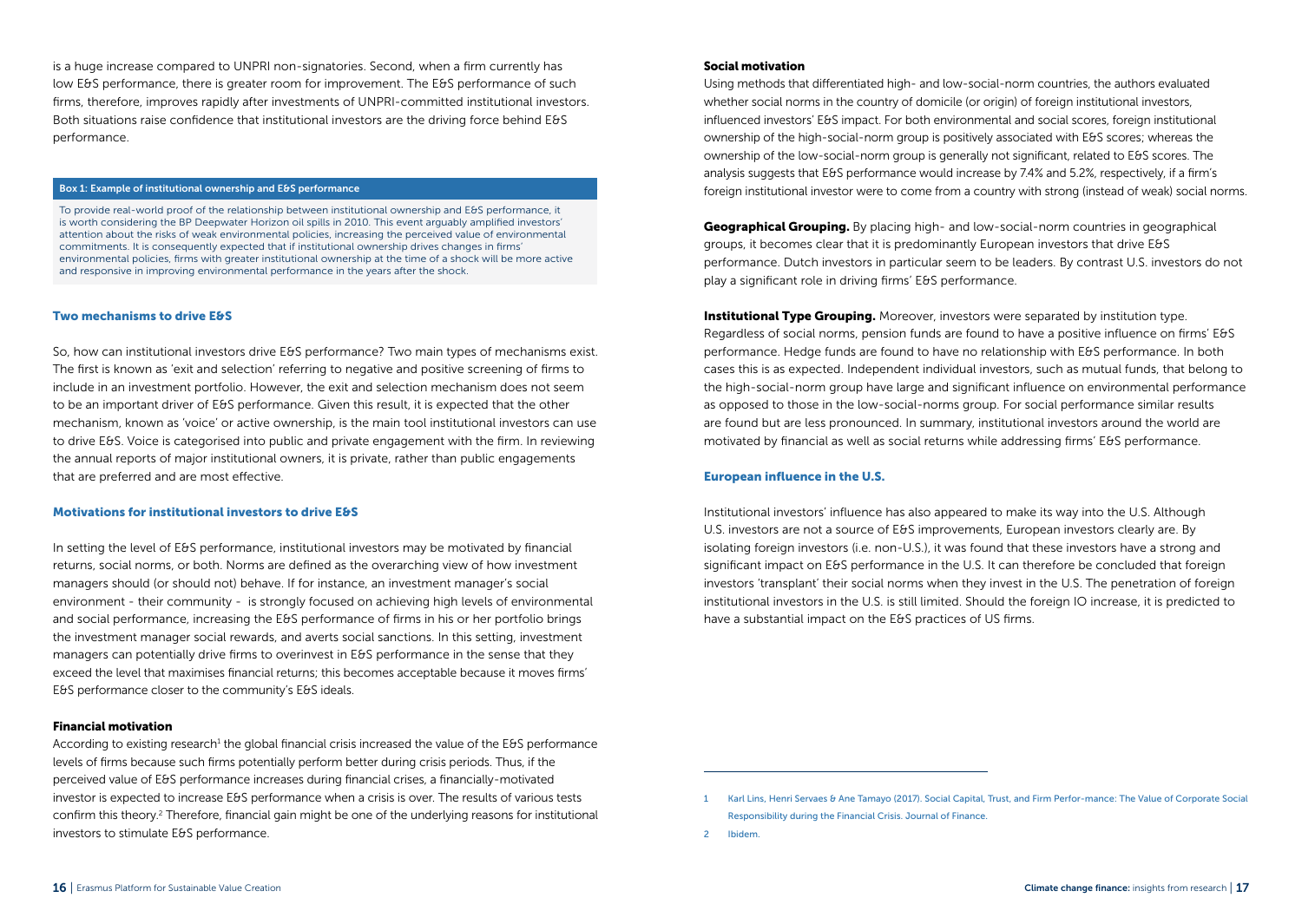is a huge increase compared to UNPRI non-signatories. Second, when a firm currently has low E&S performance, there is greater room for improvement. The E&S performance of such firms, therefore, improves rapidly after investments of UNPRI-committed institutional investors. Both situations raise confidence that institutional investors are the driving force behind E&S performance.

**Box 1: Example of institutional ownership and E&S performance**

To provide real-world proof of the relationship between institutional ownership and E&S performance, it is worth considering the BP Deepwater Horizon oil spills in 2010. This event arguably amplified investors' attention about the risks of weak environmental policies, increasing the perceived value of environmental commitments. It is consequently expected that if institutional ownership drives changes in firms' environmental policies, firms with greater institutional ownership at the time of a shock will be more active and responsive in improving environmental performance in the years after the shock.

## Two mechanisms to drive E&S

So, how can institutional investors drive E&S performance? Two main types of mechanisms exist. The first is known as 'exit and selection' referring to negative and positive screening of firms to include in an investment portfolio. However, the exit and selection mechanism does not seem to be an important driver of E&S performance. Given this result, it is expected that the other mechanism, known as 'voice' or active ownership, is the main tool institutional investors can use to drive E&S. Voice is categorised into public and private engagement with the firm. In reviewing the annual reports of major institutional owners, it is private, rather than public engagements that are preferred and are most effective.

## Motivations for institutional investors to drive E&S

In setting the level of E&S performance, institutional investors may be motivated by financial returns, social norms, or both. Norms are defined as the overarching view of how investment managers should (or should not) behave. If for instance, an investment manager's social environment - their community - is strongly focused on achieving high levels of environmental and social performance, increasing the E&S performance of firms in his or her portfolio brings the investment manager social rewards, and averts social sanctions. In this setting, investment managers can potentially drive firms to overinvest in E&S performance in the sense that they exceed the level that maximises financial returns; this becomes acceptable because it moves firms' E&S performance closer to the community's E&S ideals.

### Financial motivation

According to existing research[1] the global financial crisis increased the value of the E&S performance levels of firms because such firms potentially perform better during crisis periods. Thus, if the perceived value of E&S performance increases during financial crises, a financially-motivated investor is expected to increase E&S performance when a crisis is over. The results of various tests confirm this theory.[2] Therefore, financial gain might be one of the underlying reasons for institutional investors to stimulate E&S performance.

### Social motivation

Using methods that differentiated high- and low-social-norm countries, the authors evaluated whether social norms in the country of domicile (or origin) of foreign institutional investors, influenced investors' E&S impact. For both environmental and social scores, foreign institutional ownership of the high-social-norm group is positively associated with E&S scores; whereas the ownership of the low-social-norm group is generally not significant, related to E&S scores. The analysis suggests that E&S performance would increase by 7.4% and 5.2%, respectively, if a firm's foreign institutional investor were to come from a country with strong (instead of weak) social norms.

**Geographical Grouping.** By placing high- and low-social-norm countries in geographical groups, it becomes clear that it is predominantly European investors that drive E&S performance. Dutch investors in particular seem to be leaders. By contrast U.S. investors do not play a significant role in driving firms' E&S performance.

**Institutional Type Grouping.** Moreover, investors were separated by institution type. Regardless of social norms, pension funds are found to have a positive influence on firms' E&S performance. Hedge funds are found to have no relationship with E&S performance. In both cases this is as expected. Independent individual investors, such as mutual funds, that belong to the high-social-norm group have large and significant influence on environmental performance as opposed to those in the low-social-norms group. For social performance similar results are found but are less pronounced. In summary, institutional investors around the world are motivated by financial as well as social returns while addressing firms' E&S performance.

## European influence in the U.S.

Institutional investors' influence has also appeared to make its way into the U.S. Although U.S. investors are not a source of E&S improvements, European investors clearly are. By isolating foreign investors (i.e. non-U.S.), it was found that these investors have a strong and significant impact on E&S performance in the U.S. It can therefore be concluded that foreign investors 'transplant' their social norms when they invest in the U.S. The penetration of foreign institutional investors in the U.S. is still limited. Should the foreign IO increase, it is predicted to have a substantial impact on the E&S practices of US firms.

---

1 Karl Lins, Henri Servaes & Ane Tamayo (2017). Social Capital, Trust, and Firm Perfor-mance: The Value of Corporate Social Responsibility during the Financial Crisis. Journal of Finance.

2 Ibidem.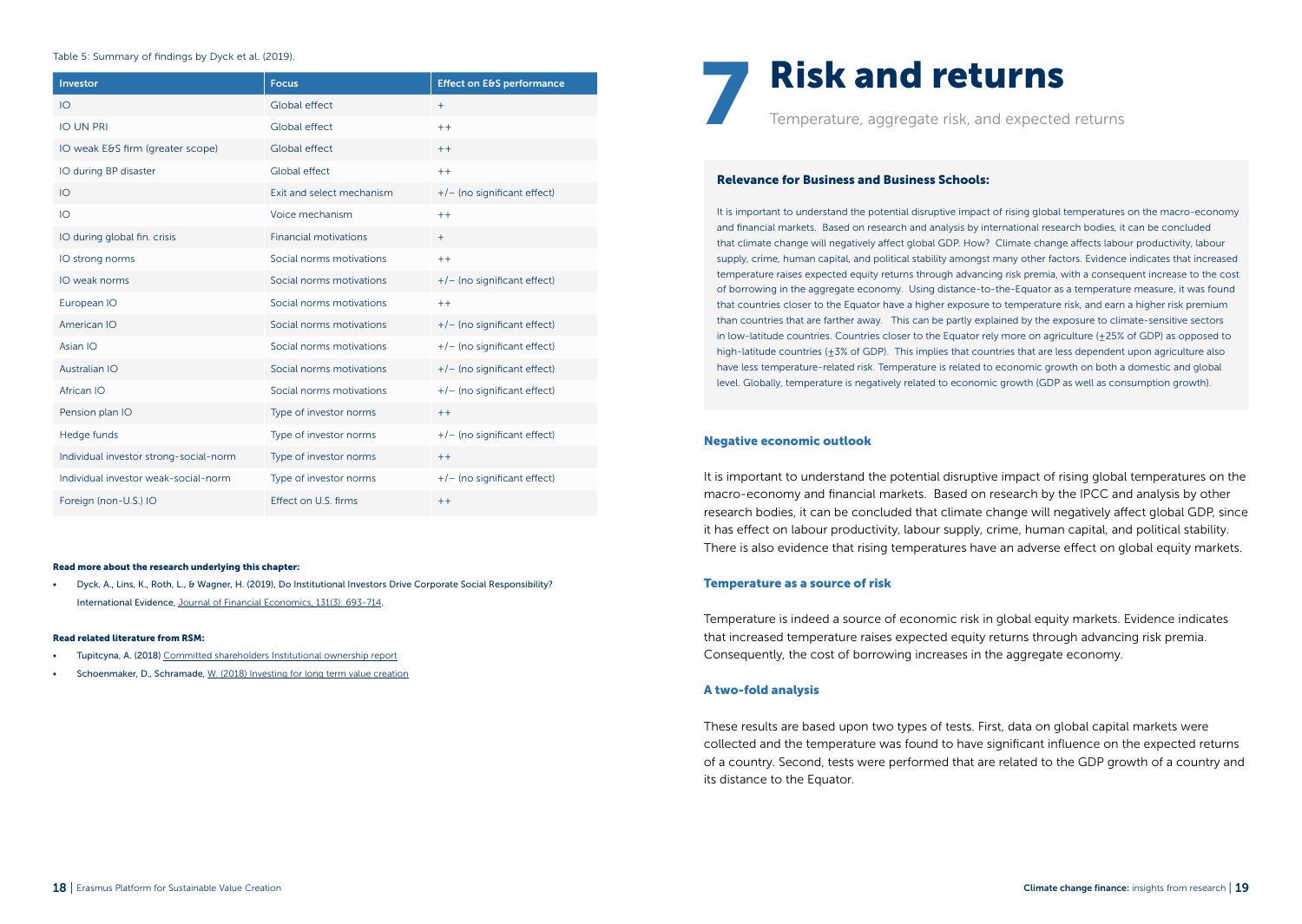Table 5: Summary of findings by Dyck et al. (2019).

| Investor | Focus | Effect on E&S performance |
| --- | --- | --- |
| IO | Global effect | + |
| IO UN PRI | Global effect | ++ |
| IO weak E&S firm (greater scope) | Global effect | ++ |
| IO during BP disaster | Global effect | ++ |
| IO | Exit and select mechanism | +/− (no significant effect) |
| IO | Voice mechanism | ++ |
| IO during global fin. crisis | Financial motivations | + |
| IO strong norms | Social norms motivations | ++ |
| IO weak norms | Social norms motivations | +/− (no significant effect) |
| European IO | Social norms motivations | ++ |
| American IO | Social norms motivations | +/− (no significant effect) |
| Asian IO | Social norms motivations | +/− (no significant effect) |
| Australian IO | Social norms motivations | +/− (no significant effect) |
| African IO | Social norms motivations | +/− (no significant effect) |
| Pension plan IO | Type of investor norms | ++ |
| Hedge funds | Type of investor norms | +/− (no significant effect) |
| Individual investor strong-social-norm | Type of investor norms | ++ |
| Individual investor weak-social-norm | Type of investor norms | +/− (no significant effect) |
| Foreign (non-U.S.) IO | Effect on U.S. firms | ++ |

**Read more about the research underlying this chapter:**

- Dyck, A., Lins, K., Roth, L., & Wagner, H. (2019), Do Institutional Investors Drive Corporate Social Responsibility? International Evidence, Journal of Financial Economics, 131(3): 693-714.

**Read related literature from RSM:**

- Tupitcyna, A. (2018) Committed shareholders Institutional ownership report
- Schoenmaker, D., Schramade, W. (2018) Investing for long term value creation

# 7 Risk and returns

Temperature, aggregate risk, and expected returns

### Relevance for Business and Business Schools:

It is important to understand the potential disruptive impact of rising global temperatures on the macro-economy and financial markets. Based on research and analysis by international research bodies, it can be concluded that climate change will negatively affect global GDP. How? Climate change affects labour productivity, labour supply, crime, human capital, and political stability amongst many other factors. Evidence indicates that increased temperature raises expected equity returns through advancing risk premia, with a consequent increase to the cost of borrowing in the aggregate economy. Using distance-to-the-Equator as a temperature measure, it was found that countries closer to the Equator have a higher exposure to temperature risk, and earn a higher risk premium than countries that are farther away. This can be partly explained by the exposure to climate-sensitive sectors in low-latitude countries. Countries closer to the Equator rely more on agriculture (±25% of GDP) as opposed to high-latitude countries (±3% of GDP). This implies that countries that are less dependent upon agriculture also have less temperature-related risk. Temperature is related to economic growth on both a domestic and global level. Globally, temperature is negatively related to economic growth (GDP as well as consumption growth).

### Negative economic outlook

It is important to understand the potential disruptive impact of rising global temperatures on the macro-economy and financial markets. Based on research by the IPCC and analysis by other research bodies, it can be concluded that climate change will negatively affect global GDP, since it has effect on labour productivity, labour supply, crime, human capital, and political stability. There is also evidence that rising temperatures have an adverse effect on global equity markets.

### Temperature as a source of risk

Temperature is indeed a source of economic risk in global equity markets. Evidence indicates that increased temperature raises expected equity returns through advancing risk premia. Consequently, the cost of borrowing increases in the aggregate economy.

### A two-fold analysis

These results are based upon two types of tests. First, data on global capital markets were collected and the temperature was found to have significant influence on the expected returns of a country. Second, tests were performed that are related to the GDP growth of a country and its distance to the Equator.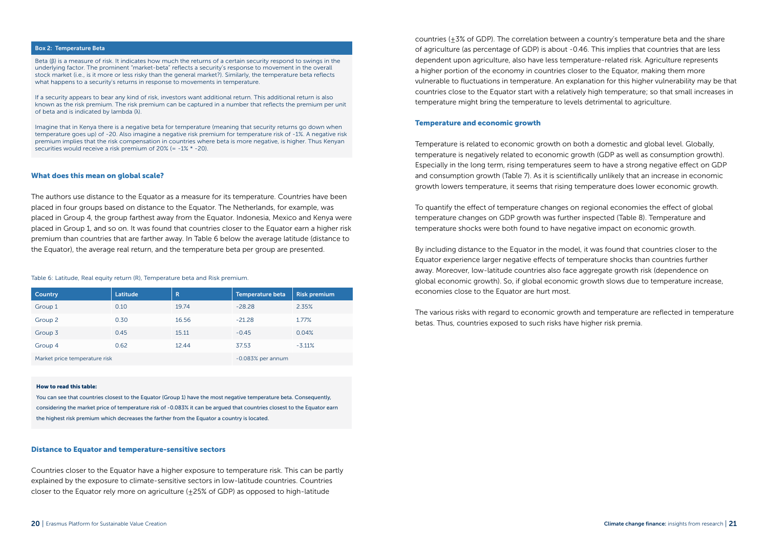### Box 2: Temperature Beta

Beta (β) is a measure of risk. It indicates how much the returns of a certain security respond to swings in the underlying factor. The prominent "market-beta" reflects a security's response to movement in the overall stock market (i.e., is it more or less risky than the general market?). Similarly, the temperature beta reflects what happens to a security's returns in response to movements in temperature.

If a security appears to bear any kind of risk, investors want additional return. This additional return is also known as the risk premium. The risk premium can be captured in a number that reflects the premium per unit of beta and is indicated by lambda (λ).

Imagine that in Kenya there is a negative beta for temperature (meaning that security returns go down when temperature goes up) of -20. Also imagine a negative risk premium for temperature risk of -1%. A negative risk premium implies that the risk compensation in countries where beta is more negative, is higher. Thus Kenyan securities would receive a risk premium of 20% (= -1% * -20).

## What does this mean on global scale?

The authors use distance to the Equator as a measure for its temperature. Countries have been placed in four groups based on distance to the Equator. The Netherlands, for example, was placed in Group 4, the group farthest away from the Equator. Indonesia, Mexico and Kenya were placed in Group 1, and so on. It was found that countries closer to the Equator earn a higher risk premium than countries that are farther away. In Table 6 below the average latitude (distance to the Equator), the average real return, and the temperature beta per group are presented.

Table 6: Latitude, Real equity return (R), Temperature beta and Risk premium.

| Country | Latitude | R | Temperature beta | Risk premium |
|---|---|---|---|---|
| Group 1 | 0.10 | 19.74 | -28.28 | 2.35% |
| Group 2 | 0.30 | 16.56 | -21.28 | 1.77% |
| Group 3 | 0.45 | 15.11 | -0.45 | 0.04% |
| Group 4 | 0.62 | 12.44 | 37.53 | -3.11% |
| Market price temperature risk | | | -0.083% per annum | |

**How to read this table:**

You can see that countries closest to the Equator (Group 1) have the most negative temperature beta. Consequently, considering the market price of temperature risk of -0.083% it can be argued that countries closest to the Equator earn the highest risk premium which decreases the farther from the Equator a country is located.

## Distance to Equator and temperature-sensitive sectors

Countries closer to the Equator have a higher exposure to temperature risk. This can be partly explained by the exposure to climate-sensitive sectors in low-latitude countries. Countries closer to the Equator rely more on agriculture (±25% of GDP) as opposed to high-latitude countries (±3% of GDP). The correlation between a country's temperature beta and the share of agriculture (as percentage of GDP) is about -0.46. This implies that countries that are less dependent upon agriculture, also have less temperature-related risk. Agriculture represents a higher portion of the economy in countries closer to the Equator, making them more vulnerable to fluctuations in temperature. An explanation for this higher vulnerability may be that countries close to the Equator start with a relatively high temperature; so that small increases in temperature might bring the temperature to levels detrimental to agriculture.

## Temperature and economic growth

Temperature is related to economic growth on both a domestic and global level. Globally, temperature is negatively related to economic growth (GDP as well as consumption growth). Especially in the long term, rising temperatures seem to have a strong negative effect on GDP and consumption growth (Table 7). As it is scientifically unlikely that an increase in economic growth lowers temperature, it seems that rising temperature does lower economic growth.

To quantify the effect of temperature changes on regional economies the effect of global temperature changes on GDP growth was further inspected (Table 8). Temperature and temperature shocks were both found to have negative impact on economic growth.

By including distance to the Equator in the model, it was found that countries closer to the Equator experience larger negative effects of temperature shocks than countries further away. Moreover, low-latitude countries also face aggregate growth risk (dependence on global economic growth). So, if global economic growth slows due to temperature increase, economies close to the Equator are hurt most.

The various risks with regard to economic growth and temperature are reflected in temperature betas. Thus, countries exposed to such risks have higher risk premia.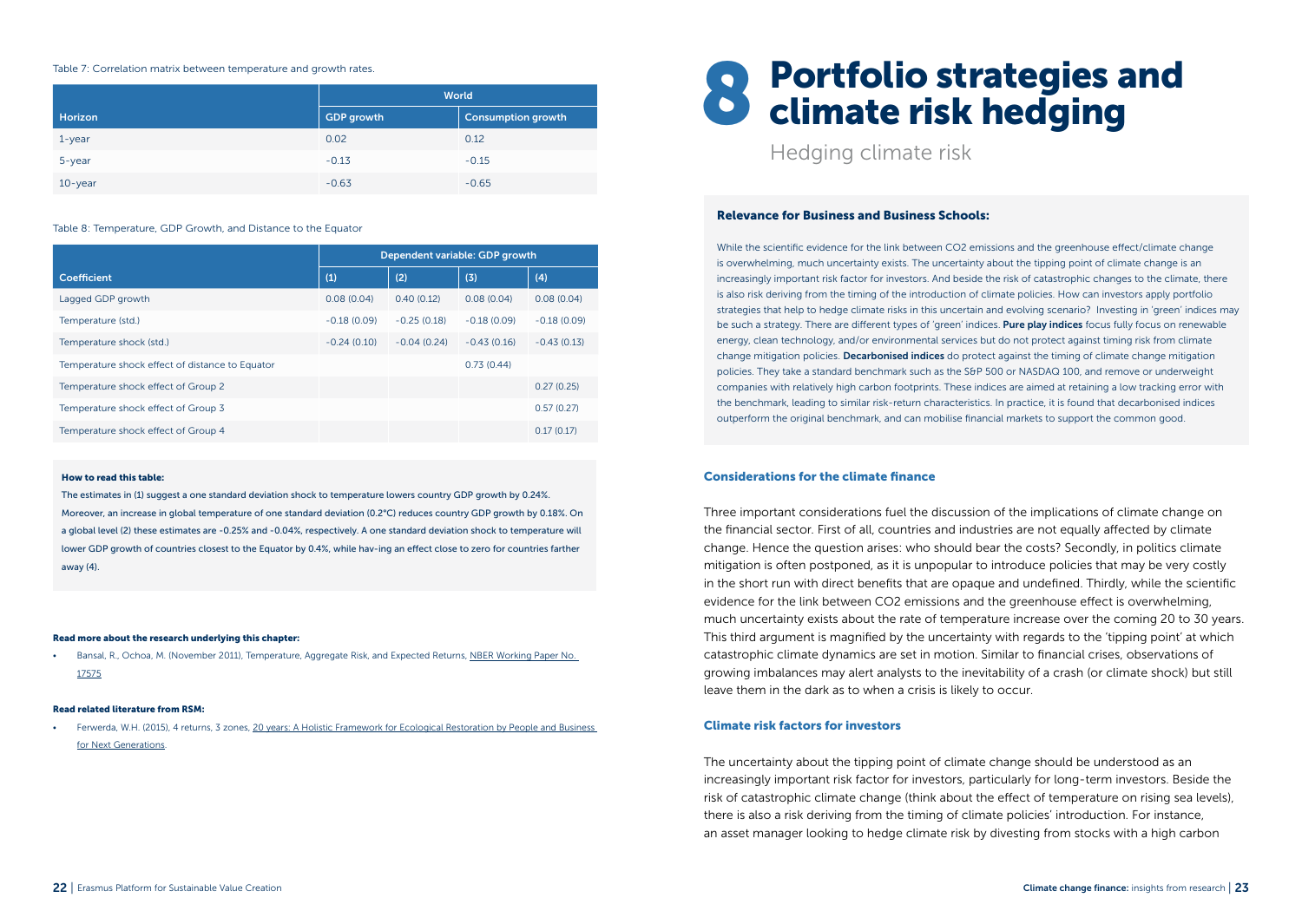Table 7: Correlation matrix between temperature and growth rates.

| | World | |
|---|---|---|
| Horizon | GDP growth | Consumption growth |
| 1-year | 0.02 | 0.12 |
| 5-year | −0.13 | −0.15 |
| 10-year | −0.63 | −0.65 |

Table 8: Temperature, GDP Growth, and Distance to the Equator

| | Dependent variable: GDP growth | | | |
|---|---|---|---|---|
| Coefficient | (1) | (2) | (3) | (4) |
| Lagged GDP growth | 0.08 (0.04) | 0.40 (0.12) | 0.08 (0.04) | 0.08 (0.04) |
| Temperature (std.) | −0.18 (0.09) | −0.25 (0.18) | −0.18 (0.09) | −0.18 (0.09) |
| Temperature shock (std.) | −0.24 (0.10) | −0.04 (0.24) | −0.43 (0.16) | −0.43 (0.13) |
| Temperature shock effect of distance to Equator | | | 0.73 (0.44) | |
| Temperature shock effect of Group 2 | | | | 0.27 (0.25) |
| Temperature shock effect of Group 3 | | | | 0.57 (0.27) |
| Temperature shock effect of Group 4 | | | | 0.17 (0.17) |

**How to read this table:**

The estimates in (1) suggest a one standard deviation shock to temperature lowers country GDP growth by 0.24%. Moreover, an increase in global temperature of one standard deviation (0.2°C) reduces country GDP growth by 0.18%. On a global level (2) these estimates are -0.25% and -0.04%, respectively. A one standard deviation shock to temperature will lower GDP growth of countries closest to the Equator by 0.4%, while hav-ing an effect close to zero for countries farther away (4).

**Read more about the research underlying this chapter:**

- Bansal, R., Ochoa, M. (November 2011), Temperature, Aggregate Risk, and Expected Returns, NBER Working Paper No. 17575

**Read related literature from RSM:**

- Ferwerda, W.H. (2015), 4 returns, 3 zones, 20 years: A Holistic Framework for Ecological Restoration by People and Business for Next Generations.

# 8 Portfolio strategies and climate risk hedging

## Hedging climate risk

**Relevance for Business and Business Schools:**

While the scientific evidence for the link between $CO_2$ emissions and the greenhouse effect/climate change is overwhelming, much uncertainty exists. The uncertainty about the tipping point of climate change is an increasingly important risk factor for investors. And beside the risk of catastrophic changes to the climate, there is also risk deriving from the timing of the introduction of climate policies. How can investors apply portfolio strategies that help to hedge climate risks in this uncertain and evolving scenario? Investing in 'green' indices may be such a strategy. There are different types of 'green' indices. **Pure play indices** focus fully focus on renewable energy, clean technology, and/or environmental services but do not protect against timing risk from climate change mitigation policies. **Decarbonised indices** do protect against the timing of climate change mitigation policies. They take a standard benchmark such as the S&P 500 or NASDAQ 100, and remove or underweight companies with relatively high carbon footprints. These indices are aimed at retaining a low tracking error with the benchmark, leading to similar risk-return characteristics. In practice, it is found that decarbonised indices outperform the original benchmark, and can mobilise financial markets to support the common good.

### Considerations for the climate finance

Three important considerations fuel the discussion of the implications of climate change on the financial sector. First of all, countries and industries are not equally affected by climate change. Hence the question arises: who should bear the costs? Secondly, in politics climate mitigation is often postponed, as it is unpopular to introduce policies that may be very costly in the short run with direct benefits that are opaque and undefined. Thirdly, while the scientific evidence for the link between $CO_2$ emissions and the greenhouse effect is overwhelming, much uncertainty exists about the rate of temperature increase over the coming 20 to 30 years. This third argument is magnified by the uncertainty with regards to the 'tipping point' at which catastrophic climate dynamics are set in motion. Similar to financial crises, observations of growing imbalances may alert analysts to the inevitability of a crash (or climate shock) but still leave them in the dark as to when a crisis is likely to occur.

### Climate risk factors for investors

The uncertainty about the tipping point of climate change should be understood as an increasingly important risk factor for investors, particularly for long-term investors. Beside the risk of catastrophic climate change (think about the effect of temperature on rising sea levels), there is also a risk deriving from the timing of climate policies' introduction. For instance, an asset manager looking to hedge climate risk by divesting from stocks with a high carbon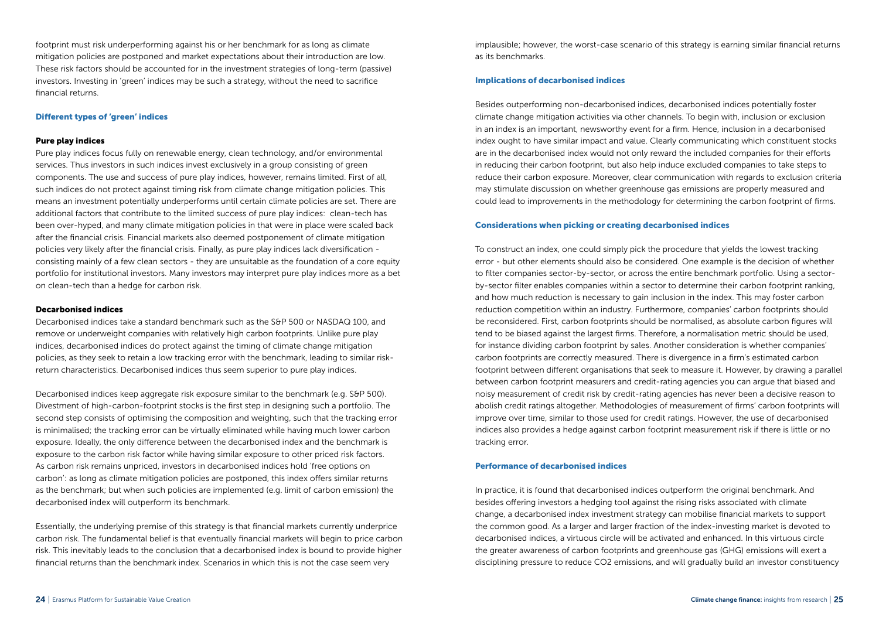footprint must risk underperforming against his or her benchmark for as long as climate mitigation policies are postponed and market expectations about their introduction are low. These risk factors should be accounted for in the investment strategies of long-term (passive) investors. Investing in 'green' indices may be such a strategy, without the need to sacrifice financial returns.

### Different types of 'green' indices

#### Pure play indices

Pure play indices focus fully on renewable energy, clean technology, and/or environmental services. Thus investors in such indices invest exclusively in a group consisting of green components. The use and success of pure play indices, however, remains limited. First of all, such indices do not protect against timing risk from climate change mitigation policies. This means an investment potentially underperforms until certain climate policies are set. There are additional factors that contribute to the limited success of pure play indices: clean-tech has been over-hyped, and many climate mitigation policies in that were in place were scaled back after the financial crisis. Financial markets also deemed postponement of climate mitigation policies very likely after the financial crisis. Finally, as pure play indices lack diversification - consisting mainly of a few clean sectors - they are unsuitable as the foundation of a core equity portfolio for institutional investors. Many investors may interpret pure play indices more as a bet on clean-tech than a hedge for carbon risk.

#### Decarbonised indices

Decarbonised indices take a standard benchmark such as the S&P 500 or NASDAQ 100, and remove or underweight companies with relatively high carbon footprints. Unlike pure play indices, decarbonised indices do protect against the timing of climate change mitigation policies, as they seek to retain a low tracking error with the benchmark, leading to similar risk-return characteristics. Decarbonised indices thus seem superior to pure play indices.

Decarbonised indices keep aggregate risk exposure similar to the benchmark (e.g. S&P 500). Divestment of high-carbon-footprint stocks is the first step in designing such a portfolio. The second step consists of optimising the composition and weighting, such that the tracking error is minimalised; the tracking error can be virtually eliminated while having much lower carbon exposure. Ideally, the only difference between the decarbonised index and the benchmark is exposure to the carbon risk factor while having similar exposure to other priced risk factors. As carbon risk remains unpriced, investors in decarbonised indices hold 'free options on carbon': as long as climate mitigation policies are postponed, this index offers similar returns as the benchmark; but when such policies are implemented (e.g. limit of carbon emission) the decarbonised index will outperform its benchmark.

Essentially, the underlying premise of this strategy is that financial markets currently underprice carbon risk. The fundamental belief is that eventually financial markets will begin to price carbon risk. This inevitably leads to the conclusion that a decarbonised index is bound to provide higher financial returns than the benchmark index. Scenarios in which this is not the case seem very implausible; however, the worst-case scenario of this strategy is earning similar financial returns as its benchmarks.

### Implications of decarbonised indices

Besides outperforming non-decarbonised indices, decarbonised indices potentially foster climate change mitigation activities via other channels. To begin with, inclusion or exclusion in an index is an important, newsworthy event for a firm. Hence, inclusion in a decarbonised index ought to have similar impact and value. Clearly communicating which constituent stocks are in the decarbonised index would not only reward the included companies for their efforts in reducing their carbon footprint, but also help induce excluded companies to take steps to reduce their carbon exposure. Moreover, clear communication with regards to exclusion criteria may stimulate discussion on whether greenhouse gas emissions are properly measured and could lead to improvements in the methodology for determining the carbon footprint of firms.

### Considerations when picking or creating decarbonised indices

To construct an index, one could simply pick the procedure that yields the lowest tracking error - but other elements should also be considered. One example is the decision of whether to filter companies sector-by-sector, or across the entire benchmark portfolio. Using a sector-by-sector filter enables companies within a sector to determine their carbon footprint ranking, and how much reduction is necessary to gain inclusion in the index. This may foster carbon reduction competition within an industry. Furthermore, companies' carbon footprints should be reconsidered. First, carbon footprints should be normalised, as absolute carbon figures will tend to be biased against the largest firms. Therefore, a normalisation metric should be used, for instance dividing carbon footprint by sales. Another consideration is whether companies' carbon footprints are correctly measured. There is divergence in a firm's estimated carbon footprint between different organisations that seek to measure it. However, by drawing a parallel between carbon footprint measurers and credit-rating agencies you can argue that biased and noisy measurement of credit risk by credit-rating agencies has never been a decisive reason to abolish credit ratings altogether. Methodologies of measurement of firms' carbon footprints will improve over time, similar to those used for credit ratings. However, the use of decarbonised indices also provides a hedge against carbon footprint measurement risk if there is little or no tracking error.

### Performance of decarbonised indices

In practice, it is found that decarbonised indices outperform the original benchmark. And besides offering investors a hedging tool against the rising risks associated with climate change, a decarbonised index investment strategy can mobilise financial markets to support the common good. As a larger and larger fraction of the index-investing market is devoted to decarbonised indices, a virtuous circle will be activated and enhanced. In this virtuous circle the greater awareness of carbon footprints and greenhouse gas (GHG) emissions will exert a disciplining pressure to reduce $CO_2$ emissions, and will gradually build an investor constituency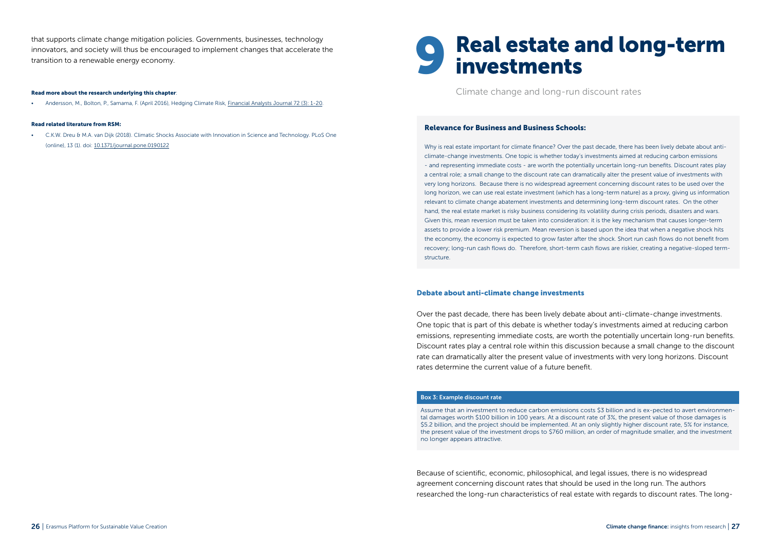that supports climate change mitigation policies. Governments, businesses, technology innovators, and society will thus be encouraged to implement changes that accelerate the transition to a renewable energy economy.

**Read more about the research underlying this chapter**:

- Andersson, M., Bolton, P., Samama, F. (April 2016), Hedging Climate Risk, Financial Analysts Journal 72 (3): 1-20.

**Read related literature from RSM:**

- C.K.W. Dreu & M.A. van Dijk (2018). Climatic Shocks Associate with Innovation in Science and Technology. PLoS One (online), 13 (1). doi: 10.1371/journal.pone.0190122

# 9 Real estate and long-term investments

Climate change and long-run discount rates

### Relevance for Business and Business Schools:

Why is real estate important for climate finance? Over the past decade, there has been lively debate about anti-climate-change investments. One topic is whether today's investments aimed at reducing carbon emissions - and representing immediate costs - are worth the potentially uncertain long-run benefits. Discount rates play a central role; a small change to the discount rate can dramatically alter the present value of investments with very long horizons. Because there is no widespread agreement concerning discount rates to be used over the long horizon, we can use real estate investment (which has a long-term nature) as a proxy, giving us information relevant to climate change abatement investments and determining long-term discount rates. On the other hand, the real estate market is risky business considering its volatility during crisis periods, disasters and wars. Given this, mean reversion must be taken into consideration: it is the key mechanism that causes longer-term assets to provide a lower risk premium. Mean reversion is based upon the idea that when a negative shock hits the economy, the economy is expected to grow faster after the shock. Short run cash flows do not benefit from recovery; long-run cash flows do. Therefore, short-term cash flows are riskier, creating a negative-sloped term-structure.

### Debate about anti-climate change investments

Over the past decade, there has been lively debate about anti-climate-change investments. One topic that is part of this debate is whether today's investments aimed at reducing carbon emissions, representing immediate costs, are worth the potentially uncertain long-run benefits. Discount rates play a central role within this discussion because a small change to the discount rate can dramatically alter the present value of investments with very long horizons. Discount rates determine the current value of a future benefit.

**Box 3: Example discount rate**

Assume that an investment to reduce carbon emissions costs $3 billion and is ex-pected to avert environmental damages worth $100 billion in 100 years. At a discount rate of 3%, the present value of those damages is $5.2 billion, and the project should be implemented. At an only slightly higher discount rate, 5% for instance, the present value of the investment drops to $760 million, an order of magnitude smaller, and the investment no longer appears attractive.

Because of scientific, economic, philosophical, and legal issues, there is no widespread agreement concerning discount rates that should be used in the long run. The authors researched the long-run characteristics of real estate with regards to discount rates. The long-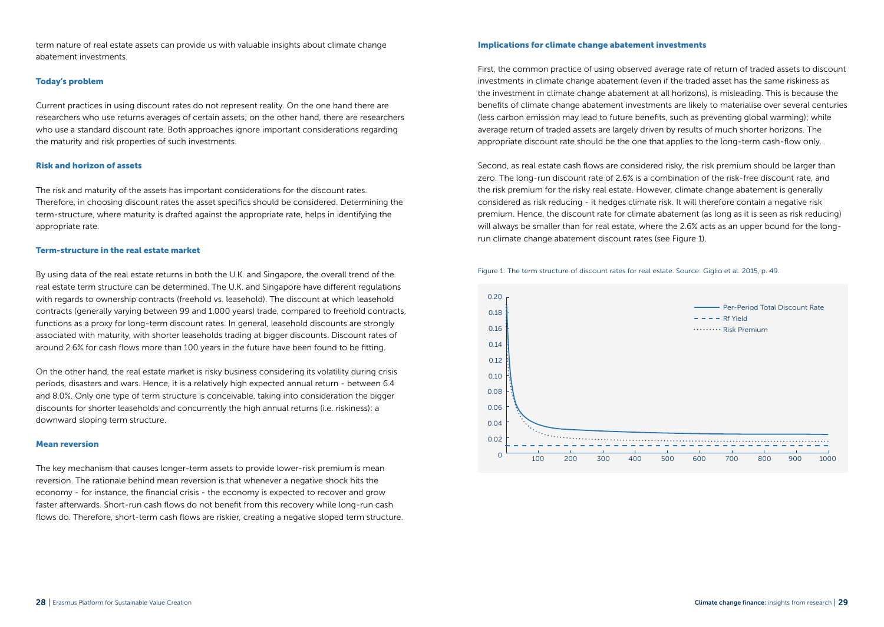term nature of real estate assets can provide us with valuable insights about climate change abatement investments.

### Today's problem

Current practices in using discount rates do not represent reality. On the one hand there are researchers who use returns averages of certain assets; on the other hand, there are researchers who use a standard discount rate. Both approaches ignore important considerations regarding the maturity and risk properties of such investments.

### Risk and horizon of assets

The risk and maturity of the assets has important considerations for the discount rates. Therefore, in choosing discount rates the asset specifics should be considered. Determining the term-structure, where maturity is drafted against the appropriate rate, helps in identifying the appropriate rate.

### Term-structure in the real estate market

By using data of the real estate returns in both the U.K. and Singapore, the overall trend of the real estate term structure can be determined. The U.K. and Singapore have different regulations with regards to ownership contracts (freehold vs. leasehold). The discount at which leasehold contracts (generally varying between 99 and 1,000 years) trade, compared to freehold contracts, functions as a proxy for long-term discount rates. In general, leasehold discounts are strongly associated with maturity, with shorter leaseholds trading at bigger discounts. Discount rates of around 2.6% for cash flows more than 100 years in the future have been found to be fitting.

On the other hand, the real estate market is risky business considering its volatility during crisis periods, disasters and wars. Hence, it is a relatively high expected annual return - between 6.4 and 8.0%. Only one type of term structure is conceivable, taking into consideration the bigger discounts for shorter leaseholds and concurrently the high annual returns (i.e. riskiness): a downward sloping term structure.

### Mean reversion

The key mechanism that causes longer-term assets to provide lower-risk premium is mean reversion. The rationale behind mean reversion is that whenever a negative shock hits the economy - for instance, the financial crisis - the economy is expected to recover and grow faster afterwards. Short-run cash flows do not benefit from this recovery while long-run cash flows do. Therefore, short-term cash flows are riskier, creating a negative sloped term structure.

### Implications for climate change abatement investments

First, the common practice of using observed average rate of return of traded assets to discount investments in climate change abatement (even if the traded asset has the same riskiness as the investment in climate change abatement at all horizons), is misleading. This is because the benefits of climate change abatement investments are likely to materialise over several centuries (less carbon emission may lead to future benefits, such as preventing global warming); while average return of traded assets are largely driven by results of much shorter horizons. The appropriate discount rate should be the one that applies to the long-term cash-flow only.

Second, as real estate cash flows are considered risky, the risk premium should be larger than zero. The long-run discount rate of 2.6% is a combination of the risk-free discount rate, and the risk premium for the risky real estate. However, climate change abatement is generally considered as risk reducing - it hedges climate risk. It will therefore contain a negative risk premium. Hence, the discount rate for climate abatement (as long as it is seen as risk reducing) will always be smaller than for real estate, where the 2.6% acts as an upper bound for the long-run climate change abatement discount rates (see Figure 1).

Figure 1: The term structure of discount rates for real estate. Source: Giglio et al. 2015, p. 49.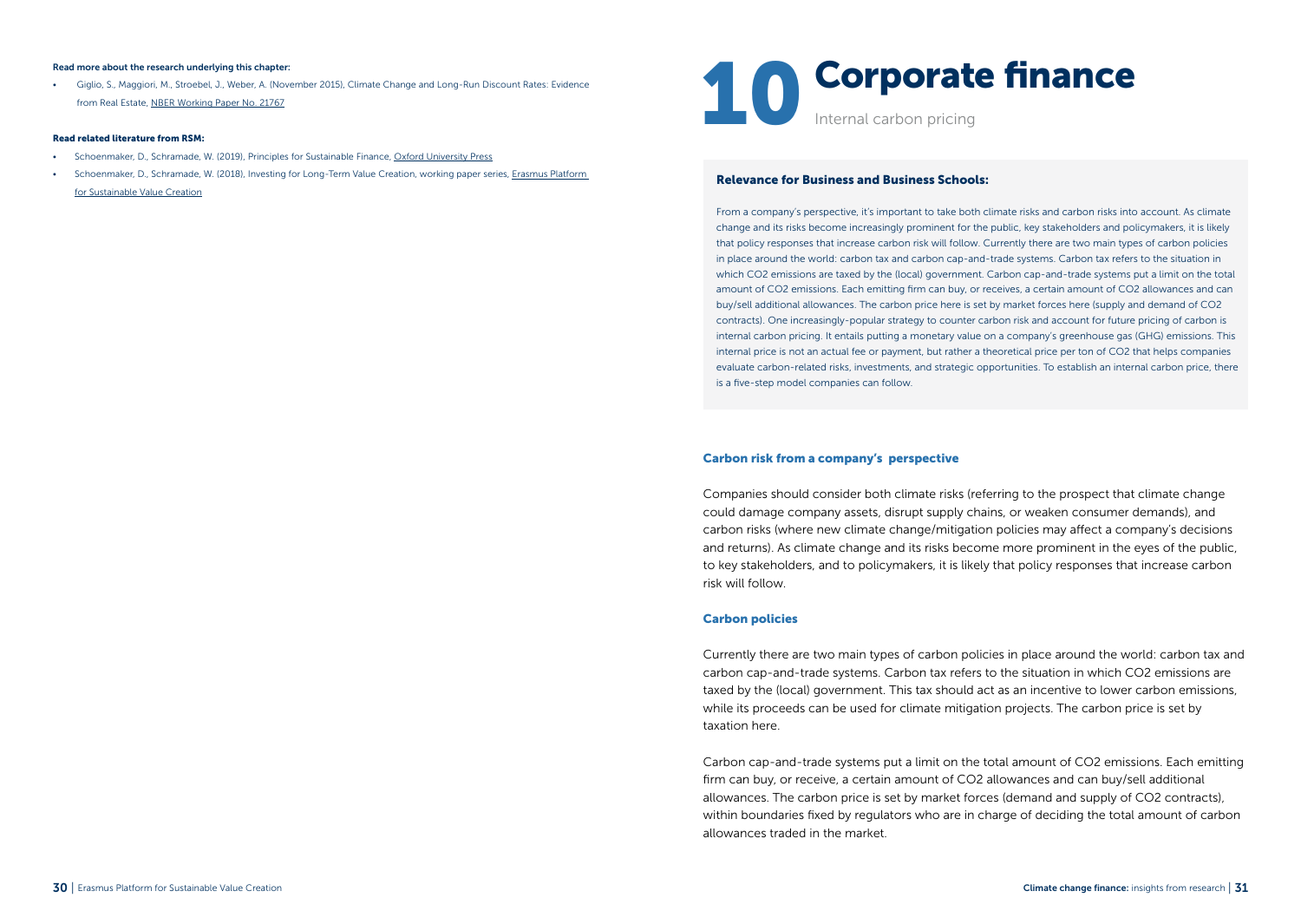**Read more about the research underlying this chapter:**

- Giglio, S., Maggiori, M., Stroebel, J., Weber, A. (November 2015), Climate Change and Long-Run Discount Rates: Evidence from Real Estate, NBER Working Paper No. 21767

**Read related literature from RSM:**

- Schoenmaker, D., Schramade, W. (2019), Principles for Sustainable Finance, Oxford University Press
- Schoenmaker, D., Schramade, W. (2018), Investing for Long-Term Value Creation, working paper series, Erasmus Platform for Sustainable Value Creation

# 10 Corporate finance

Internal carbon pricing

### Relevance for Business and Business Schools:

From a company's perspective, it's important to take both climate risks and carbon risks into account. As climate change and its risks become increasingly prominent for the public, key stakeholders and policymakers, it is likely that policy responses that increase carbon risk will follow. Currently there are two main types of carbon policies in place around the world: carbon tax and carbon cap-and-trade systems. Carbon tax refers to the situation in which CO2 emissions are taxed by the (local) government. Carbon cap-and-trade systems put a limit on the total amount of CO2 emissions. Each emitting firm can buy, or receives, a certain amount of CO2 allowances and can buy/sell additional allowances. The carbon price here is set by market forces here (supply and demand of CO2 contracts). One increasingly-popular strategy to counter carbon risk and account for future pricing of carbon is internal carbon pricing. It entails putting a monetary value on a company's greenhouse gas (GHG) emissions. This internal price is not an actual fee or payment, but rather a theoretical price per ton of CO2 that helps companies evaluate carbon-related risks, investments, and strategic opportunities. To establish an internal carbon price, there is a five-step model companies can follow.

## Carbon risk from a company's perspective

Companies should consider both climate risks (referring to the prospect that climate change could damage company assets, disrupt supply chains, or weaken consumer demands), and carbon risks (where new climate change/mitigation policies may affect a company's decisions and returns). As climate change and its risks become more prominent in the eyes of the public, to key stakeholders, and to policymakers, it is likely that policy responses that increase carbon risk will follow.

## Carbon policies

Currently there are two main types of carbon policies in place around the world: carbon tax and carbon cap-and-trade systems. Carbon tax refers to the situation in which CO2 emissions are taxed by the (local) government. This tax should act as an incentive to lower carbon emissions, while its proceeds can be used for climate mitigation projects. The carbon price is set by taxation here.

Carbon cap-and-trade systems put a limit on the total amount of CO2 emissions. Each emitting firm can buy, or receive, a certain amount of CO2 allowances and can buy/sell additional allowances. The carbon price is set by market forces (demand and supply of CO2 contracts), within boundaries fixed by regulators who are in charge of deciding the total amount of carbon allowances traded in the market.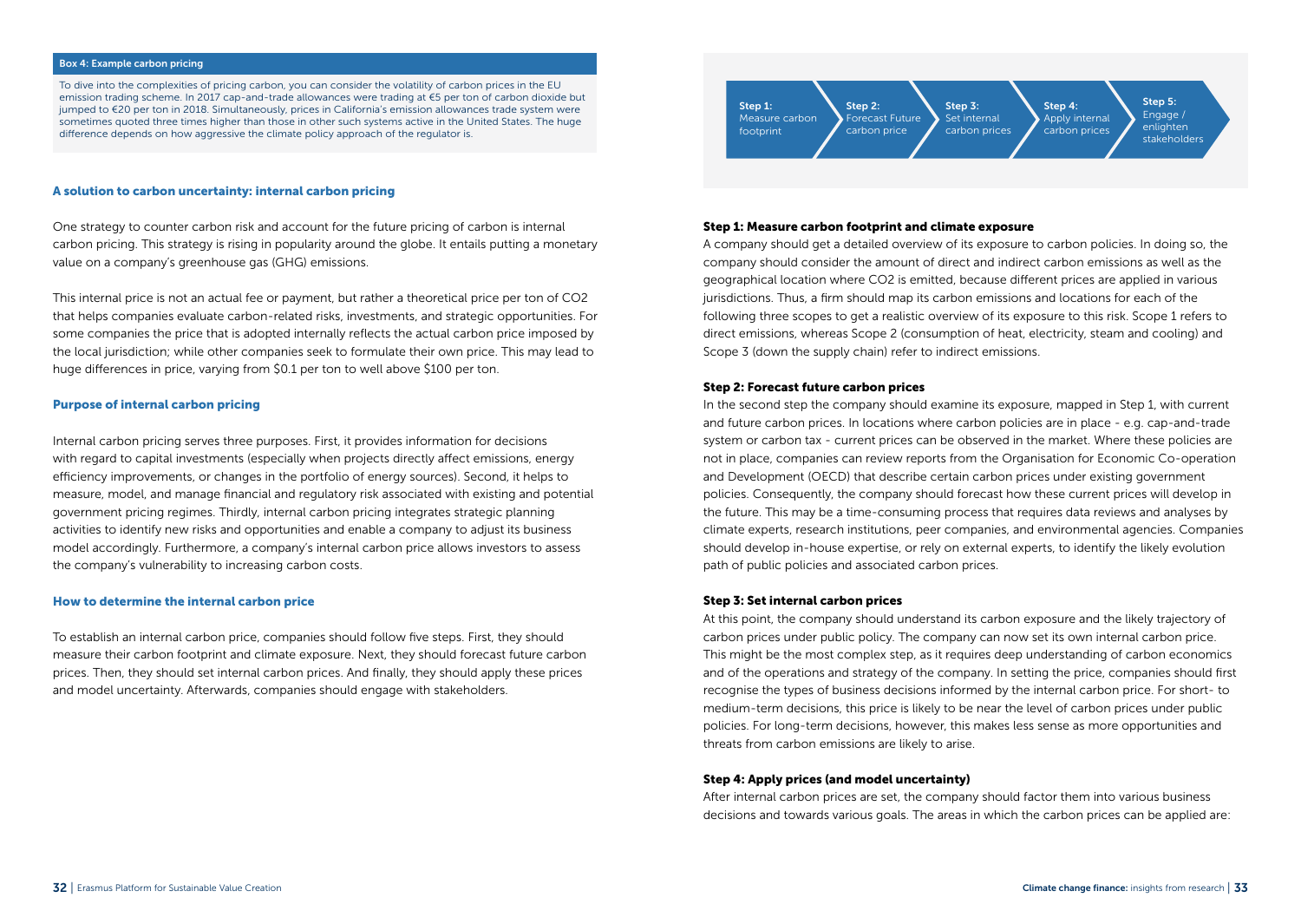**Box 4: Example carbon pricing**

To dive into the complexities of pricing carbon, you can consider the volatility of carbon prices in the EU emission trading scheme. In 2017 cap-and-trade allowances were trading at €5 per ton of carbon dioxide but jumped to €20 per ton in 2018. Simultaneously, prices in California's emission allowances trade system were sometimes quoted three times higher than those in other such systems active in the United States. The huge difference depends on how aggressive the climate policy approach of the regulator is.

### A solution to carbon uncertainty: internal carbon pricing

One strategy to counter carbon risk and account for the future pricing of carbon is internal carbon pricing. This strategy is rising in popularity around the globe. It entails putting a monetary value on a company's greenhouse gas (GHG) emissions.

This internal price is not an actual fee or payment, but rather a theoretical price per ton of $CO_2$ that helps companies evaluate carbon-related risks, investments, and strategic opportunities. For some companies the price that is adopted internally reflects the actual carbon price imposed by the local jurisdiction; while other companies seek to formulate their own price. This may lead to huge differences in price, varying from $0.1 per ton to well above $100 per ton.

### Purpose of internal carbon pricing

Internal carbon pricing serves three purposes. First, it provides information for decisions with regard to capital investments (especially when projects directly affect emissions, energy efficiency improvements, or changes in the portfolio of energy sources). Second, it helps to measure, model, and manage financial and regulatory risk associated with existing and potential government pricing regimes. Thirdly, internal carbon pricing integrates strategic planning activities to identify new risks and opportunities and enable a company to adjust its business model accordingly. Furthermore, a company's internal carbon price allows investors to assess the company's vulnerability to increasing carbon costs.

### How to determine the internal carbon price

To establish an internal carbon price, companies should follow five steps. First, they should measure their carbon footprint and climate exposure. Next, they should forecast future carbon prices. Then, they should set internal carbon prices. And finally, they should apply these prices and model uncertainty. Afterwards, companies should engage with stakeholders.

**Step 1:** Measure carbon footprint → **Step 2:** Forecast Future carbon price → **Step 3:** Set internal carbon prices → **Step 4:** Apply internal carbon prices → **Step 5:** Engage / enlighten stakeholders

#### Step 1: Measure carbon footprint and climate exposure

A company should get a detailed overview of its exposure to carbon policies. In doing so, the company should consider the amount of direct and indirect carbon emissions as well as the geographical location where $CO_2$ is emitted, because different prices are applied in various jurisdictions. Thus, a firm should map its carbon emissions and locations for each of the following three scopes to get a realistic overview of its exposure to this risk. Scope 1 refers to direct emissions, whereas Scope 2 (consumption of heat, electricity, steam and cooling) and Scope 3 (down the supply chain) refer to indirect emissions.

#### Step 2: Forecast future carbon prices

In the second step the company should examine its exposure, mapped in Step 1, with current and future carbon prices. In locations where carbon policies are in place - e.g. cap-and-trade system or carbon tax - current prices can be observed in the market. Where these policies are not in place, companies can review reports from the Organisation for Economic Co-operation and Development (OECD) that describe certain carbon prices under existing government policies. Consequently, the company should forecast how these current prices will develop in the future. This may be a time-consuming process that requires data reviews and analyses by climate experts, research institutions, peer companies, and environmental agencies. Companies should develop in-house expertise, or rely on external experts, to identify the likely evolution path of public policies and associated carbon prices.

#### Step 3: Set internal carbon prices

At this point, the company should understand its carbon exposure and the likely trajectory of carbon prices under public policy. The company can now set its own internal carbon price. This might be the most complex step, as it requires deep understanding of carbon economics and of the operations and strategy of the company. In setting the price, companies should first recognise the types of business decisions informed by the internal carbon price. For short- to medium-term decisions, this price is likely to be near the level of carbon prices under public policies. For long-term decisions, however, this makes less sense as more opportunities and threats from carbon emissions are likely to arise.

#### Step 4: Apply prices (and model uncertainty)

After internal carbon prices are set, the company should factor them into various business decisions and towards various goals. The areas in which the carbon prices can be applied are: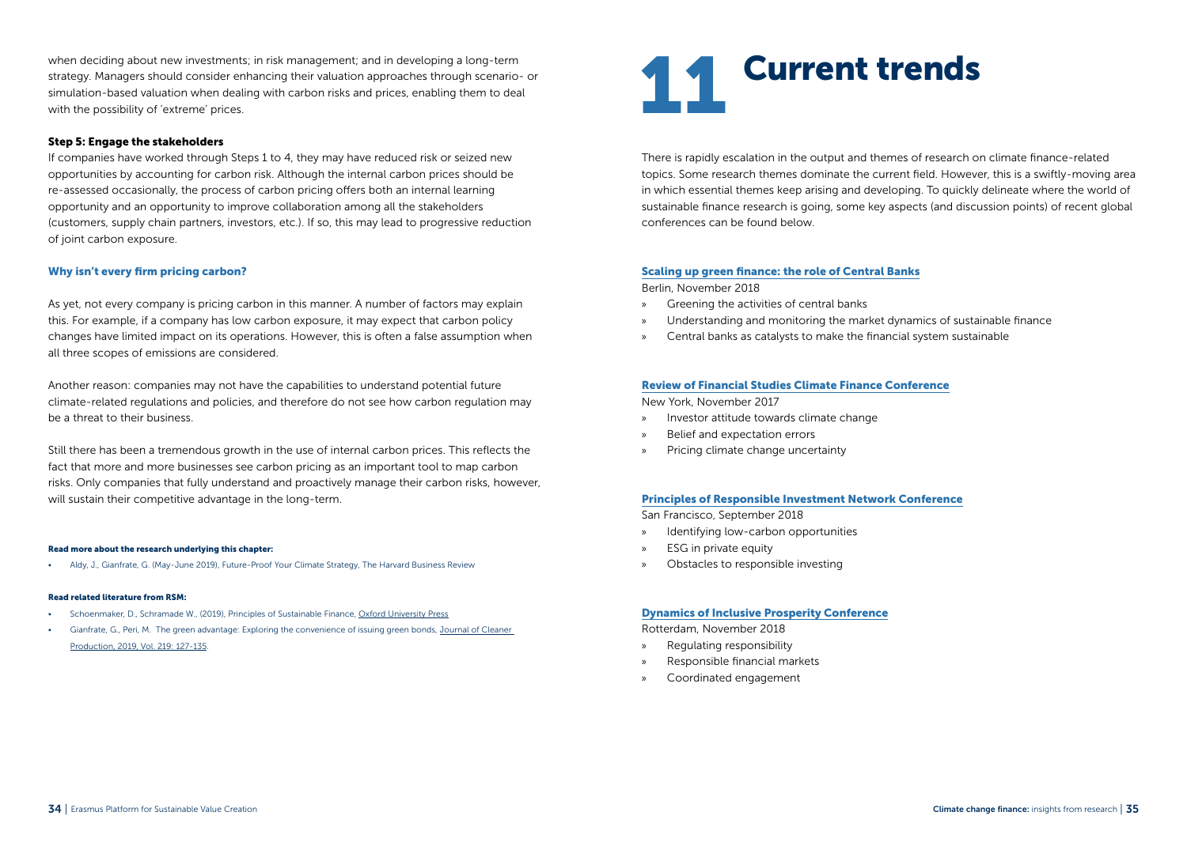when deciding about new investments; in risk management; and in developing a long-term strategy. Managers should consider enhancing their valuation approaches through scenario- or simulation-based valuation when dealing with carbon risks and prices, enabling them to deal with the possibility of 'extreme' prices.

#### Step 5: Engage the stakeholders

If companies have worked through Steps 1 to 4, they may have reduced risk or seized new opportunities by accounting for carbon risk. Although the internal carbon prices should be re-assessed occasionally, the process of carbon pricing offers both an internal learning opportunity and an opportunity to improve collaboration among all the stakeholders (customers, supply chain partners, investors, etc.). If so, this may lead to progressive reduction of joint carbon exposure.

### Why isn't every firm pricing carbon?

As yet, not every company is pricing carbon in this manner. A number of factors may explain this. For example, if a company has low carbon exposure, it may expect that carbon policy changes have limited impact on its operations. However, this is often a false assumption when all three scopes of emissions are considered.

Another reason: companies may not have the capabilities to understand potential future climate-related regulations and policies, and therefore do not see how carbon regulation may be a threat to their business.

Still there has been a tremendous growth in the use of internal carbon prices. This reflects the fact that more and more businesses see carbon pricing as an important tool to map carbon risks. Only companies that fully understand and proactively manage their carbon risks, however, will sustain their competitive advantage in the long-term.

#### Read more about the research underlying this chapter:

- Aldy, J., Gianfrate, G. (May-June 2019), Future-Proof Your Climate Strategy, The Harvard Business Review

#### Read related literature from RSM:

- Schoenmaker, D., Schramade W., (2019), Principles of Sustainable Finance, Oxford University Press
- Gianfrate, G., Peri, M. The green advantage: Exploring the convenience of issuing green bonds, Journal of Cleaner Production, 2019, Vol. 219: 127-135.

# 11 Current trends

There is rapidly escalation in the output and themes of research on climate finance-related topics. Some research themes dominate the current field. However, this is a swiftly-moving area in which essential themes keep arising and developing. To quickly delineate where the world of sustainable finance research is going, some key aspects (and discussion points) of recent global conferences can be found below.

### Scaling up green finance: the role of Central Banks

Berlin, November 2018

- Greening the activities of central banks
- Understanding and monitoring the market dynamics of sustainable finance
- Central banks as catalysts to make the financial system sustainable

### Review of Financial Studies Climate Finance Conference

New York, November 2017

- Investor attitude towards climate change
- Belief and expectation errors
- Pricing climate change uncertainty

### Principles of Responsible Investment Network Conference

San Francisco, September 2018

- Identifying low-carbon opportunities
- ESG in private equity
- Obstacles to responsible investing

### Dynamics of Inclusive Prosperity Conference

Rotterdam, November 2018

- Regulating responsibility
- Responsible financial markets
- Coordinated engagement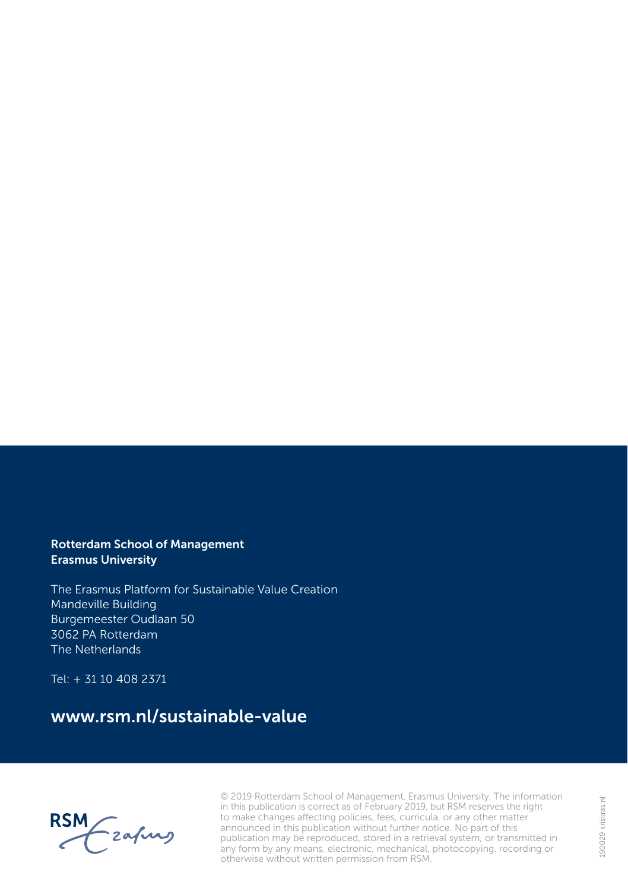**Rotterdam School of Management**
**Erasmus University**

The Erasmus Platform for Sustainable Value Creation
Mandeville Building
Burgemeester Oudlaan 50
3062 PA Rotterdam
The Netherlands

Tel: + 31 10 408 2371

**www.rsm.nl/sustainable-value**

© 2019 Rotterdam School of Management, Erasmus University. The information in this publication is correct as of February 2019, but RSM reserves the right to make changes affecting policies, fees, curricula, or any other matter announced in this publication without further notice. No part of this publication may be reproduced, stored in a retrieval system, or transmitted in any form by any means, electronic, mechanical, photocopying, recording or otherwise without written permission from RSM.

190029 kriskras.nl